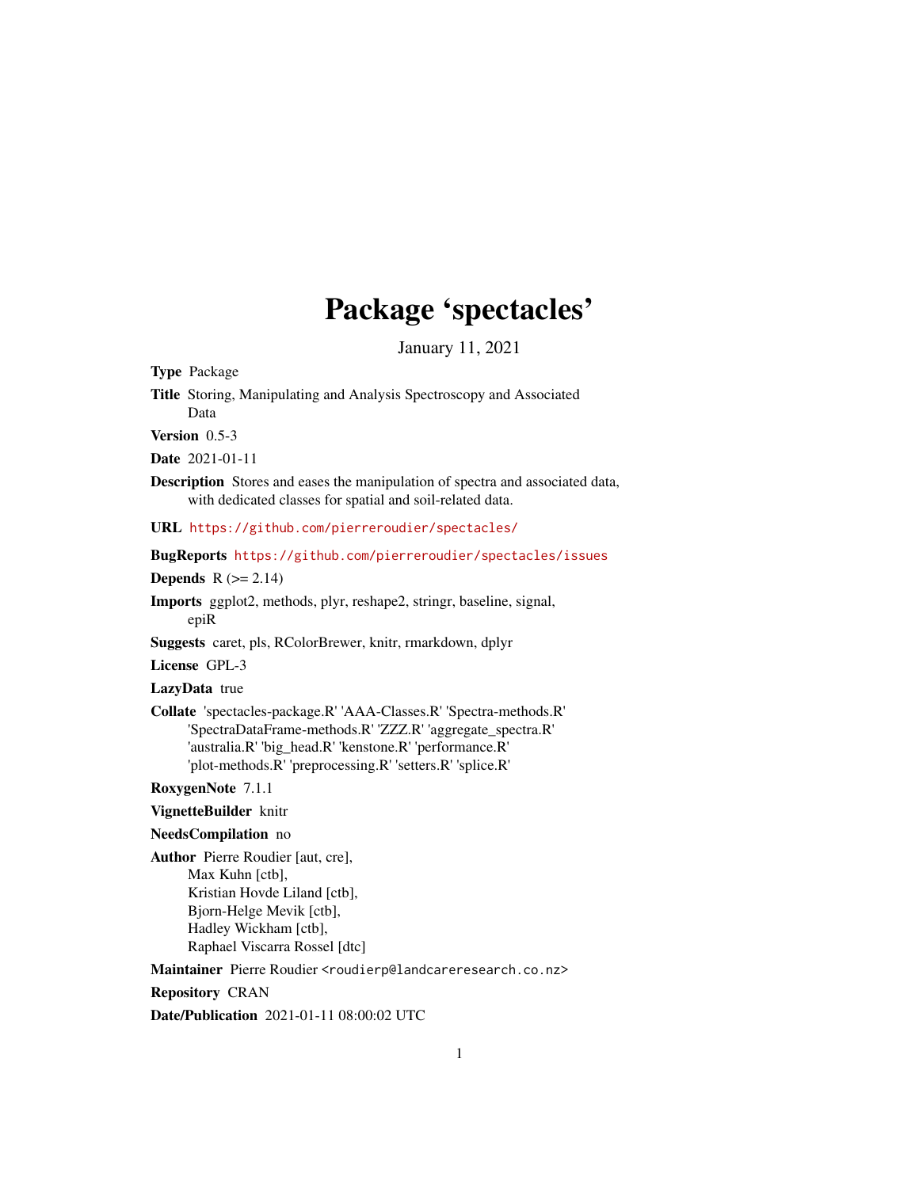# Package 'spectacles'

January 11, 2021

**Type** Package

**Title** Storing, Manipulating and Analysis Spectroscopy and Associated Data

**Version** 0.5-3

**Date** 2021-01-11

**Description** Stores and eases the manipulation of spectra and associated data, with dedicated classes for spatial and soil-related data.

**URL** https://github.com/pierreroudier/spectacles/

**BugReports** https://github.com/pierreroudier/spectacles/issues

**Depends** R (>= 2.14)

**Imports** ggplot2, methods, plyr, reshape2, stringr, baseline, signal, epiR

**Suggests** caret, pls, RColorBrewer, knitr, rmarkdown, dplyr

**License** GPL-3

**LazyData** true

**Collate** 'spectacles-package.R' 'AAA-Classes.R' 'Spectra-methods.R' 'SpectraDataFrame-methods.R' 'ZZZ.R' 'aggregate_spectra.R' 'australia.R' 'big_head.R' 'kenstone.R' 'performance.R' 'plot-methods.R' 'preprocessing.R' 'setters.R' 'splice.R'

**RoxygenNote** 7.1.1

**VignetteBuilder** knitr

**NeedsCompilation** no

**Author** Pierre Roudier [aut, cre],
Max Kuhn [ctb],
Kristian Hovde Liland [ctb],
Bjorn-Helge Mevik [ctb],
Hadley Wickham [ctb],
Raphael Viscarra Rossel [dtc]

**Maintainer** Pierre Roudier <roudierp@landcareresearch.co.nz>

**Repository** CRAN

**Date/Publication** 2021-01-11 08:00:02 UTC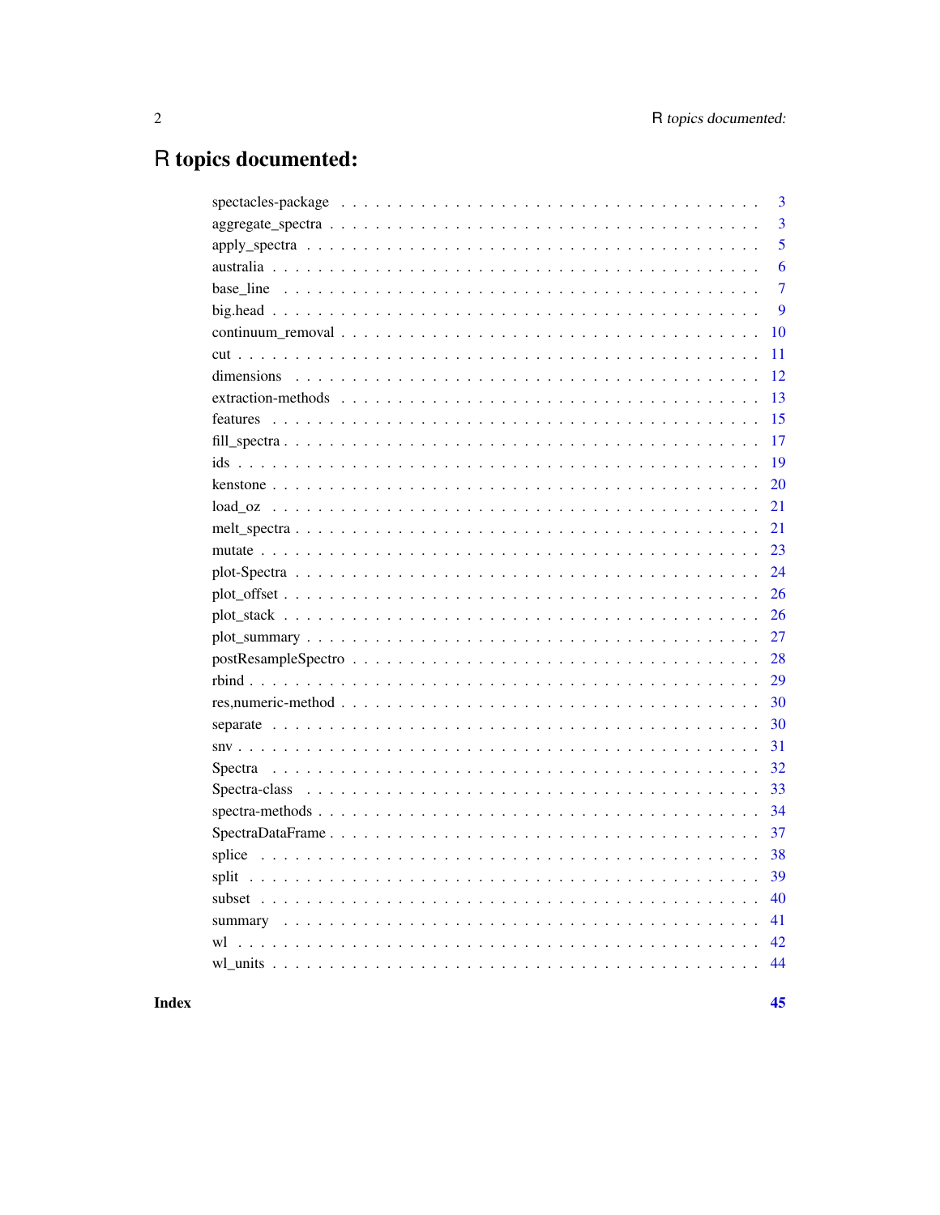# R topics documented:

| | |
|---|---|
| spectacles-package | 3 |
| aggregate_spectra | 3 |
| apply_spectra | 5 |
| australia | 6 |
| base_line | 7 |
| big.head | 9 |
| continuum_removal | 10 |
| cut | 11 |
| dimensions | 12 |
| extraction-methods | 13 |
| features | 15 |
| fill_spectra | 17 |
| ids | 19 |
| kenstone | 20 |
| load_oz | 21 |
| melt_spectra | 21 |
| mutate | 23 |
| plot-Spectra | 24 |
| plot_offset | 26 |
| plot_stack | 26 |
| plot_summary | 27 |
| postResampleSpectro | 28 |
| rbind | 29 |
| res,numeric-method | 30 |
| separate | 30 |
| snv | 31 |
| Spectra | 32 |
| Spectra-class | 33 |
| spectra-methods | 34 |
| SpectraDataFrame | 37 |
| splice | 38 |
| split | 39 |
| subset | 40 |
| summary | 41 |
| wl | 42 |
| wl_units | 44 |

**Index** **45**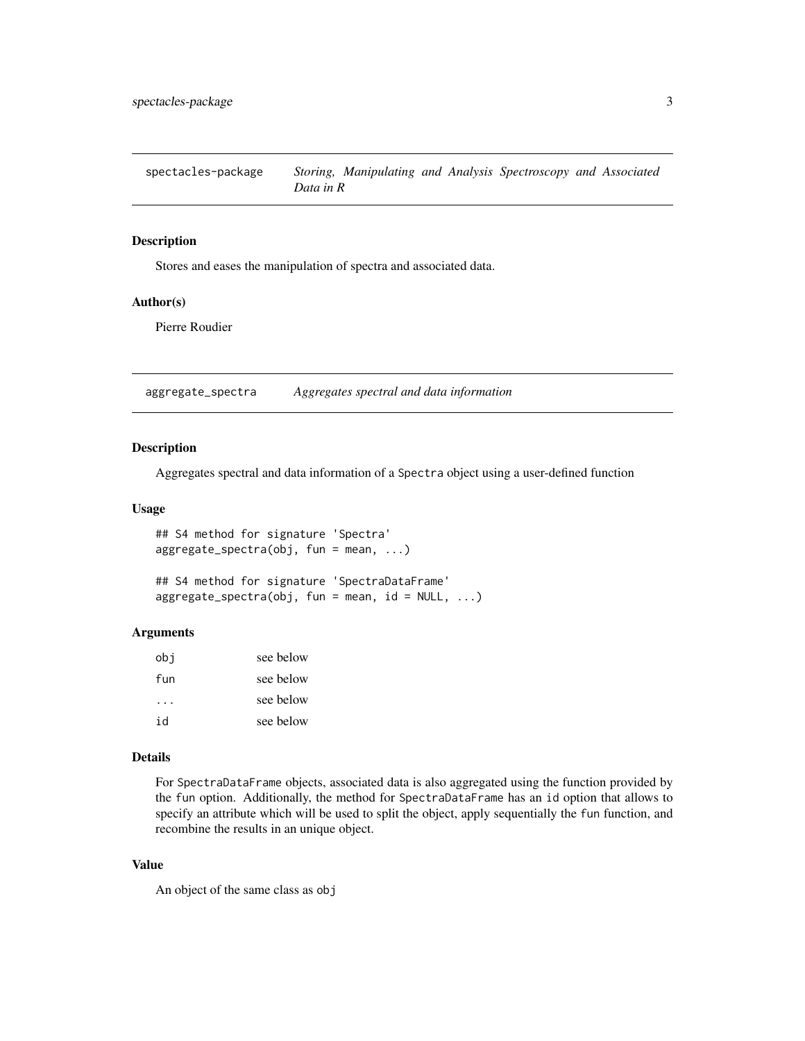## spectacles-package — *Storing, Manipulating and Analysis Spectroscopy and Associated Data in R*

### Description

Stores and eases the manipulation of spectra and associated data.

### Author(s)

Pierre Roudier

## aggregate_spectra — *Aggregates spectral and data information*

### Description

Aggregates spectral and data information of a Spectra object using a user-defined function

### Usage

```
## S4 method for signature 'Spectra'
aggregate_spectra(obj, fun = mean, ...)

## S4 method for signature 'SpectraDataFrame'
aggregate_spectra(obj, fun = mean, id = NULL, ...)
```

### Arguments

| | |
|---|---|
| obj | see below |
| fun | see below |
| ... | see below |
| id | see below |

### Details

For SpectraDataFrame objects, associated data is also aggregated using the function provided by the fun option. Additionally, the method for SpectraDataFrame has an id option that allows to specify an attribute which will be used to split the object, apply sequentially the fun function, and recombine the results in an unique object.

### Value

An object of the same class as obj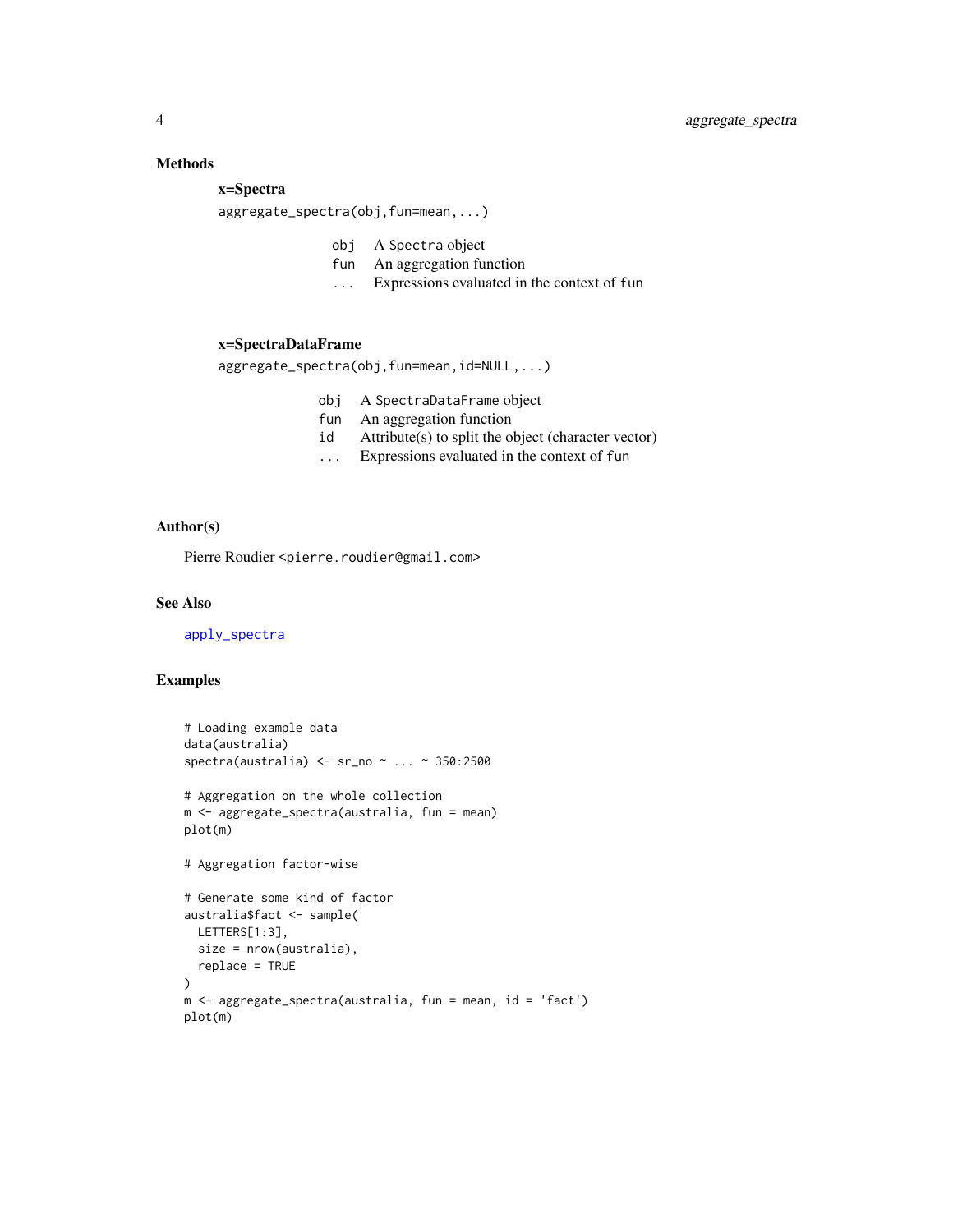## Methods

**x=Spectra**

`aggregate_spectra(obj,fun=mean,...)`

| | |
|---|---|
| `obj` | A `Spectra` object |
| `fun` | An aggregation function |
| `...` | Expressions evaluated in the context of `fun` |

**x=SpectraDataFrame**

`aggregate_spectra(obj,fun=mean,id=NULL,...)`

| | |
|---|---|
| `obj` | A `SpectraDataFrame` object |
| `fun` | An aggregation function |
| `id` | Attribute(s) to split the object (character vector) |
| `...` | Expressions evaluated in the context of `fun` |

## Author(s)

Pierre Roudier <pierre.roudier@gmail.com>

## See Also

apply_spectra

## Examples

```
# Loading example data
data(australia)
spectra(australia) <- sr_no ~ ... ~ 350:2500

# Aggregation on the whole collection
m <- aggregate_spectra(australia, fun = mean)
plot(m)

# Aggregation factor-wise

# Generate some kind of factor
australia$fact <- sample(
  LETTERS[1:3],
  size = nrow(australia),
  replace = TRUE
)
m <- aggregate_spectra(australia, fun = mean, id = 'fact')
plot(m)
```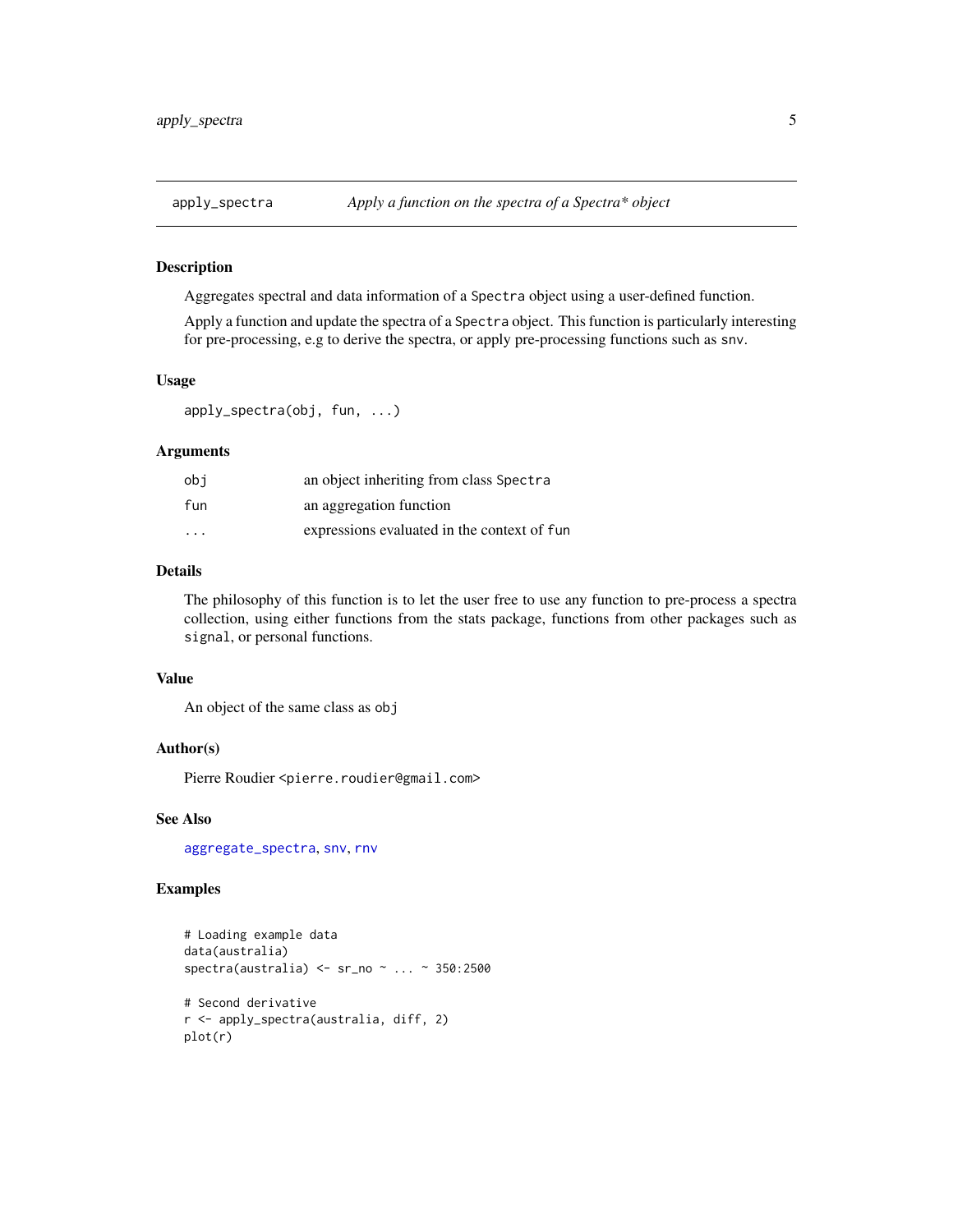## apply_spectra — *Apply a function on the spectra of a Spectra* object*

### Description

Aggregates spectral and data information of a Spectra object using a user-defined function.

Apply a function and update the spectra of a Spectra object. This function is particularly interesting for pre-processing, e.g to derive the spectra, or apply pre-processing functions such as snv.

### Usage

```
apply_spectra(obj, fun, ...)
```

### Arguments

| | |
|---|---|
| obj | an object inheriting from class Spectra |
| fun | an aggregation function |
| ... | expressions evaluated in the context of fun |

### Details

The philosophy of this function is to let the user free to use any function to pre-process a spectra collection, using either functions from the stats package, functions from other packages such as signal, or personal functions.

### Value

An object of the same class as obj

### Author(s)

Pierre Roudier <pierre.roudier@gmail.com>

### See Also

aggregate_spectra, snv, rnv

### Examples

```
# Loading example data
data(australia)
spectra(australia) <- sr_no ~ ... ~ 350:2500

# Second derivative
r <- apply_spectra(australia, diff, 2)
plot(r)
```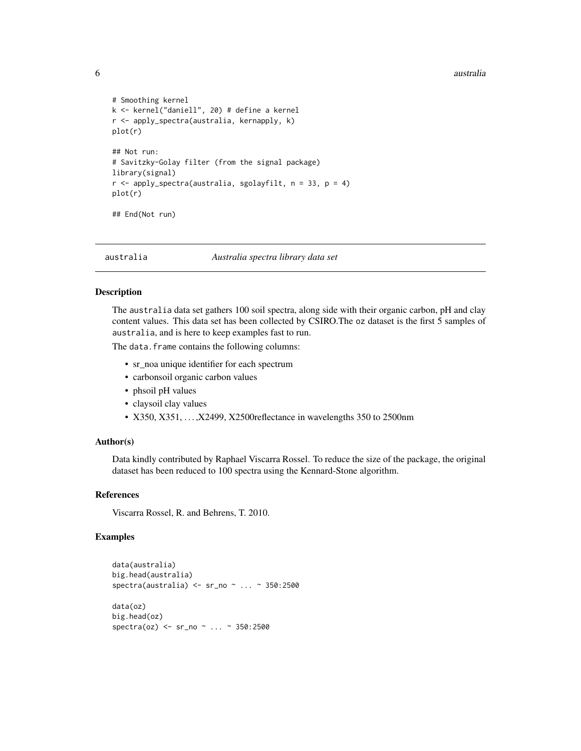```
# Smoothing kernel
k <- kernel("daniell", 20) # define a kernel
r <- apply_spectra(australia, kernapply, k)
plot(r)

## Not run:
# Savitzky-Golay filter (from the signal package)
library(signal)
r <- apply_spectra(australia, sgolayfilt, n = 33, p = 4)
plot(r)

## End(Not run)
```

---

australia &emsp; *Australia spectra library data set*

---

### Description

The australia data set gathers 100 soil spectra, along side with their organic carbon, pH and clay content values. This data set has been collected by CSIRO.The oz dataset is the first 5 samples of australia, and is here to keep examples fast to run.

The data.frame contains the following columns:

- sr_noa unique identifier for each spectrum
- carbonsoil organic carbon values
- phsoil pH values
- claysoil clay values
- X350, X351, ...,X2499, X2500reflectance in wavelengths 350 to 2500nm

### Author(s)

Data kindly contributed by Raphael Viscarra Rossel. To reduce the size of the package, the original dataset has been reduced to 100 spectra using the Kennard-Stone algorithm.

### References

Viscarra Rossel, R. and Behrens, T. 2010.

### Examples

```
data(australia)
big.head(australia)
spectra(australia) <- sr_no ~ ... ~ 350:2500

data(oz)
big.head(oz)
spectra(oz) <- sr_no ~ ... ~ 350:2500
```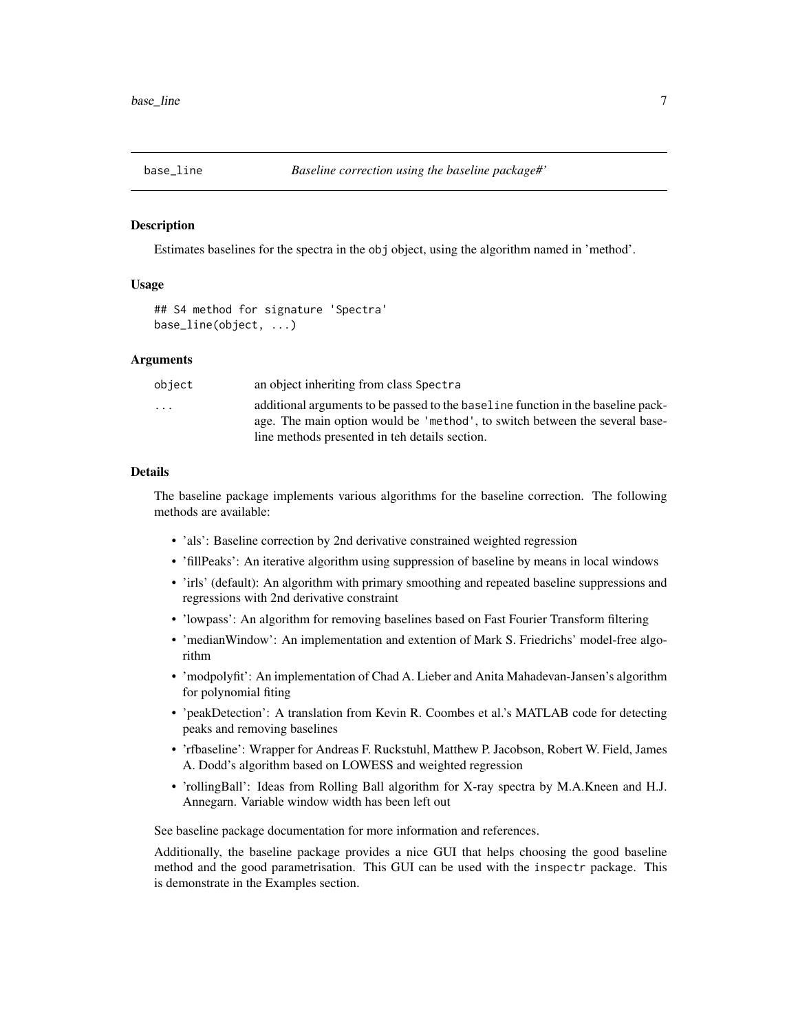## base_line    *Baseline correction using the baseline package#'*

### Description

Estimates baselines for the spectra in the `obj` object, using the algorithm named in 'method'.

### Usage

```
## S4 method for signature 'Spectra'
base_line(object, ...)
```

### Arguments

| | |
|---|---|
| `object` | an object inheriting from class `Spectra` |
| `...` | additional arguments to be passed to the `baseline` function in the baseline package. The main option would be `'method'`, to switch between the several baseline methods presented in teh details section. |

### Details

The baseline package implements various algorithms for the baseline correction. The following methods are available:

- 'als': Baseline correction by 2nd derivative constrained weighted regression
- 'fillPeaks': An iterative algorithm using suppression of baseline by means in local windows
- 'irls' (default): An algorithm with primary smoothing and repeated baseline suppressions and regressions with 2nd derivative constraint
- 'lowpass': An algorithm for removing baselines based on Fast Fourier Transform filtering
- 'medianWindow': An implementation and extention of Mark S. Friedrichs' model-free algorithm
- 'modpolyfit': An implementation of Chad A. Lieber and Anita Mahadevan-Jansen's algorithm for polynomial fiting
- 'peakDetection': A translation from Kevin R. Coombes et al.'s MATLAB code for detecting peaks and removing baselines
- 'rfbaseline': Wrapper for Andreas F. Ruckstuhl, Matthew P. Jacobson, Robert W. Field, James A. Dodd's algorithm based on LOWESS and weighted regression
- 'rollingBall': Ideas from Rolling Ball algorithm for X-ray spectra by M.A.Kneen and H.J. Annegarn. Variable window width has been left out

See baseline package documentation for more information and references.

Additionally, the baseline package provides a nice GUI that helps choosing the good baseline method and the good parametrisation. This GUI can be used with the `inspectr` package. This is demonstrate in the Examples section.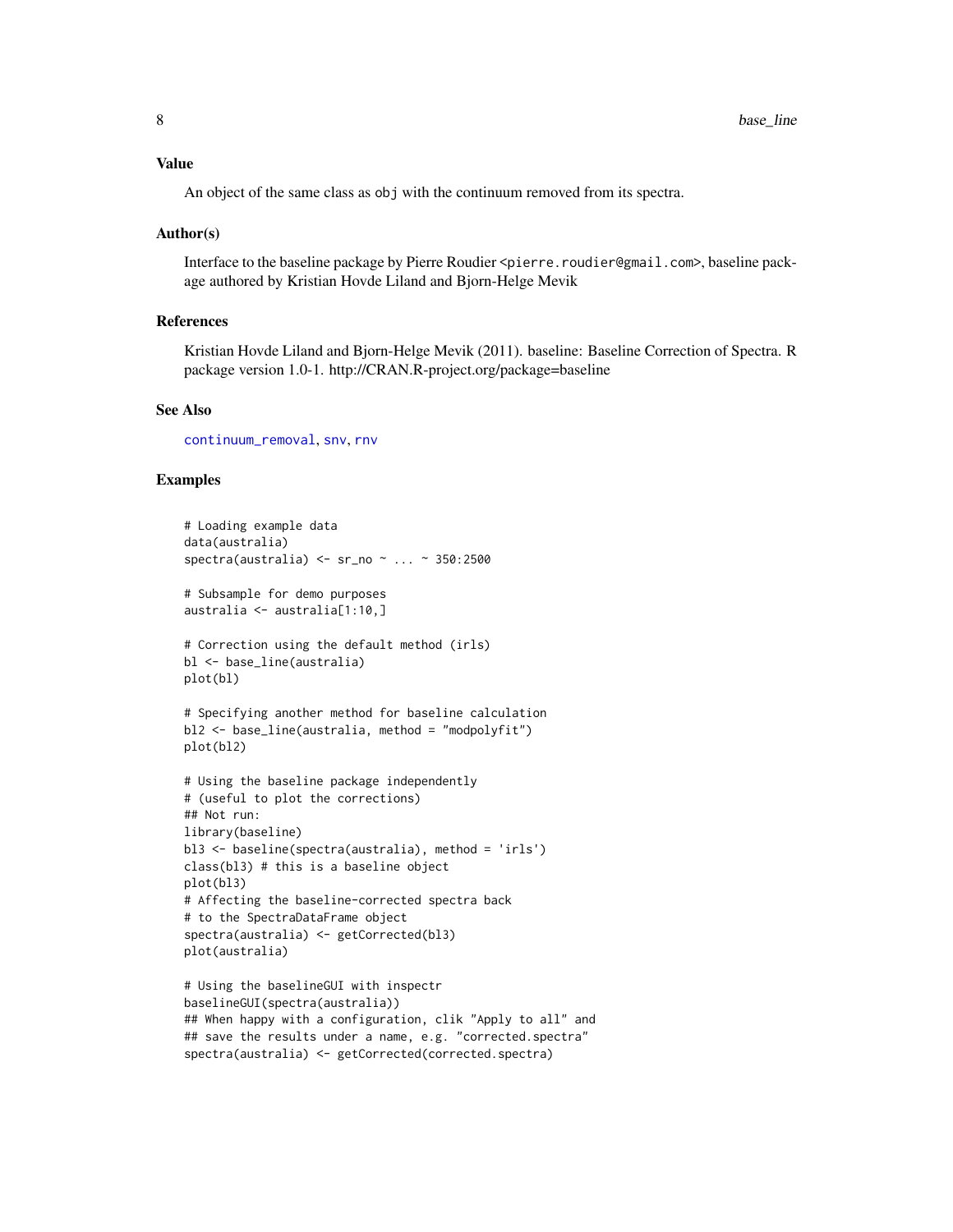### Value

An object of the same class as obj with the continuum removed from its spectra.

### Author(s)

Interface to the baseline package by Pierre Roudier <pierre.roudier@gmail.com>, baseline package authored by Kristian Hovde Liland and Bjorn-Helge Mevik

### References

Kristian Hovde Liland and Bjorn-Helge Mevik (2011). baseline: Baseline Correction of Spectra. R package version 1.0-1. http://CRAN.R-project.org/package=baseline

### See Also

continuum_removal, snv, rnv

### Examples

```
# Loading example data
data(australia)
spectra(australia) <- sr_no ~ ... ~ 350:2500

# Subsample for demo purposes
australia <- australia[1:10,]

# Correction using the default method (irls)
bl <- base_line(australia)
plot(bl)

# Specifying another method for baseline calculation
bl2 <- base_line(australia, method = "modpolyfit")
plot(bl2)

# Using the baseline package independently
# (useful to plot the corrections)
## Not run:
library(baseline)
bl3 <- baseline(spectra(australia), method = 'irls')
class(bl3) # this is a baseline object
plot(bl3)
# Affecting the baseline-corrected spectra back
# to the SpectraDataFrame object
spectra(australia) <- getCorrected(bl3)
plot(australia)

# Using the baselineGUI with inspectr
baselineGUI(spectra(australia))
## When happy with a configuration, clik "Apply to all" and
## save the results under a name, e.g. "corrected.spectra"
spectra(australia) <- getCorrected(corrected.spectra)
```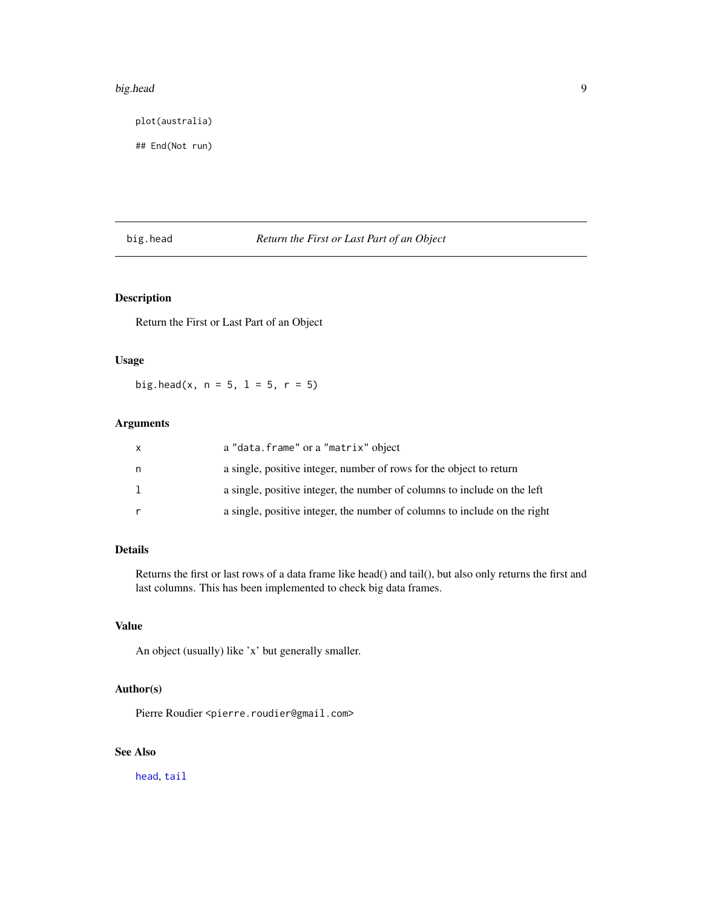```
plot(australia)

## End(Not run)
```

## big.head — *Return the First or Last Part of an Object*

### Description

Return the First or Last Part of an Object

### Usage

```
big.head(x, n = 5, l = 5, r = 5)
```

### Arguments

| | |
|---|---|
| `x` | a `"data.frame"` or a `"matrix"` object |
| `n` | a single, positive integer, number of rows for the object to return |
| `l` | a single, positive integer, the number of columns to include on the left |
| `r` | a single, positive integer, the number of columns to include on the right |

### Details

Returns the first or last rows of a data frame like head() and tail(), but also only returns the first and last columns. This has been implemented to check big data frames.

### Value

An object (usually) like 'x' but generally smaller.

### Author(s)

Pierre Roudier <pierre.roudier@gmail.com>

### See Also

`head`, `tail`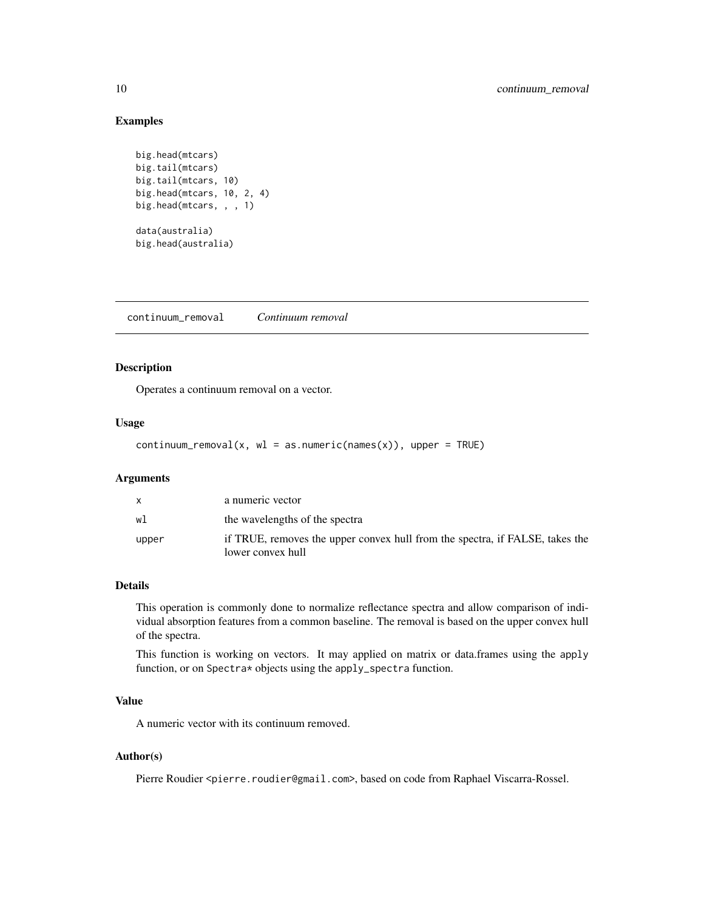## Examples

```
big.head(mtcars)
big.tail(mtcars)
big.tail(mtcars, 10)
big.head(mtcars, 10, 2, 4)
big.head(mtcars, , , 1)

data(australia)
big.head(australia)
```

---

# continuum_removal *Continuum removal*

---

## Description

Operates a continuum removal on a vector.

## Usage

```
continuum_removal(x, wl = as.numeric(names(x)), upper = TRUE)
```

## Arguments

| | |
|---|---|
| x | a numeric vector |
| wl | the wavelengths of the spectra |
| upper | if TRUE, removes the upper convex hull from the spectra, if FALSE, takes the lower convex hull |

## Details

This operation is commonly done to normalize reflectance spectra and allow comparison of individual absorption features from a common baseline. The removal is based on the upper convex hull of the spectra.

This function is working on vectors. It may applied on matrix or data.frames using the `apply` function, or on `Spectra*` objects using the `apply_spectra` function.

## Value

A numeric vector with its continuum removed.

## Author(s)

Pierre Roudier <pierre.roudier@gmail.com>, based on code from Raphael Viscarra-Rossel.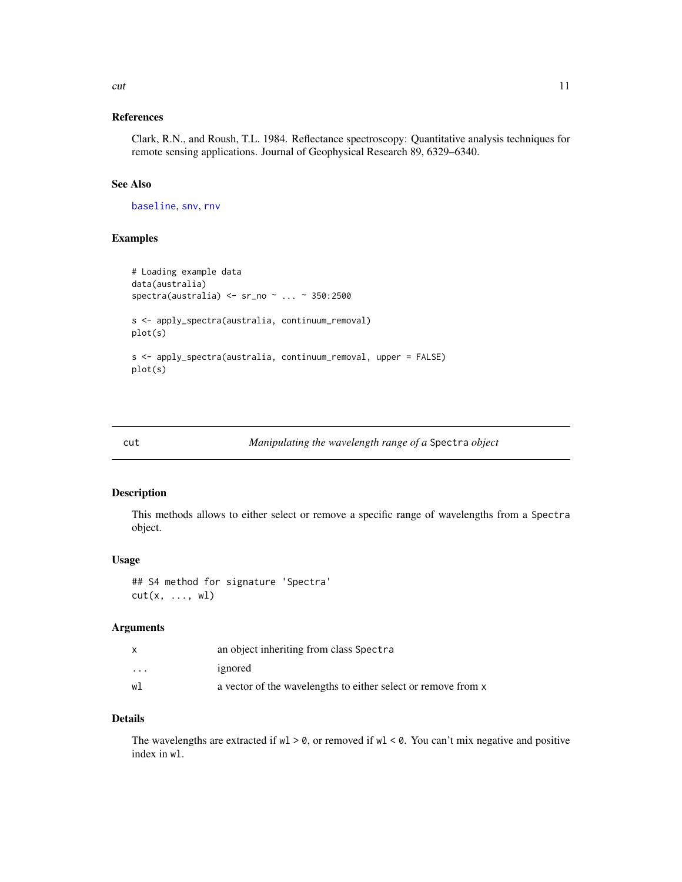### References

Clark, R.N., and Roush, T.L. 1984. Reflectance spectroscopy: Quantitative analysis techniques for remote sensing applications. Journal of Geophysical Research 89, 6329–6340.

### See Also

baseline, snv, rnv

### Examples

```
# Loading example data
data(australia)
spectra(australia) <- sr_no ~ ... ~ 350:2500

s <- apply_spectra(australia, continuum_removal)
plot(s)

s <- apply_spectra(australia, continuum_removal, upper = FALSE)
plot(s)
```

---

## cut — *Manipulating the wavelength range of a* `Spectra` *object*

### Description

This methods allows to either select or remove a specific range of wavelengths from a `Spectra` object.

### Usage

```
## S4 method for signature 'Spectra'
cut(x, ..., wl)
```

### Arguments

| | |
|---|---|
| `x` | an object inheriting from class `Spectra` |
| `...` | ignored |
| `wl` | a vector of the wavelengths to either select or remove from `x` |

### Details

The wavelengths are extracted if `wl > 0`, or removed if `wl < 0`. You can't mix negative and positive index in `wl`.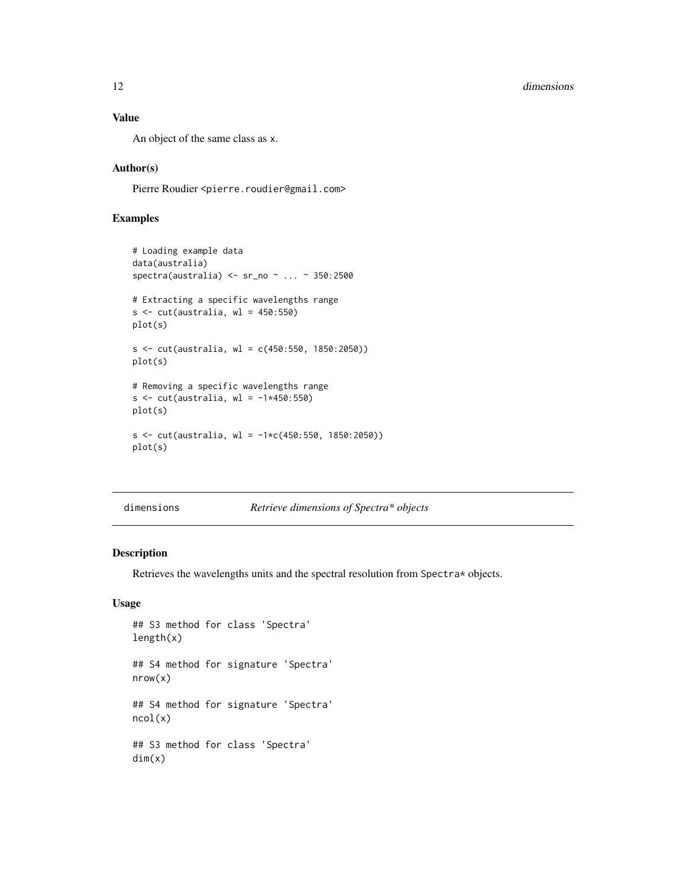### Value

An object of the same class as x.

### Author(s)

Pierre Roudier <pierre.roudier@gmail.com>

### Examples

```
# Loading example data
data(australia)
spectra(australia) <- sr_no ~ ... ~ 350:2500

# Extracting a specific wavelengths range
s <- cut(australia, wl = 450:550)
plot(s)

s <- cut(australia, wl = c(450:550, 1850:2050))
plot(s)

# Removing a specific wavelengths range
s <- cut(australia, wl = -1*450:550)
plot(s)

s <- cut(australia, wl = -1*c(450:550, 1850:2050))
plot(s)
```

---

## dimensions *Retrieve dimensions of Spectra\* objects*

---

### Description

Retrieves the wavelengths units and the spectral resolution from Spectra* objects.

### Usage

```
## S3 method for class 'Spectra'
length(x)

## S4 method for signature 'Spectra'
nrow(x)

## S4 method for signature 'Spectra'
ncol(x)

## S3 method for class 'Spectra'
dim(x)
```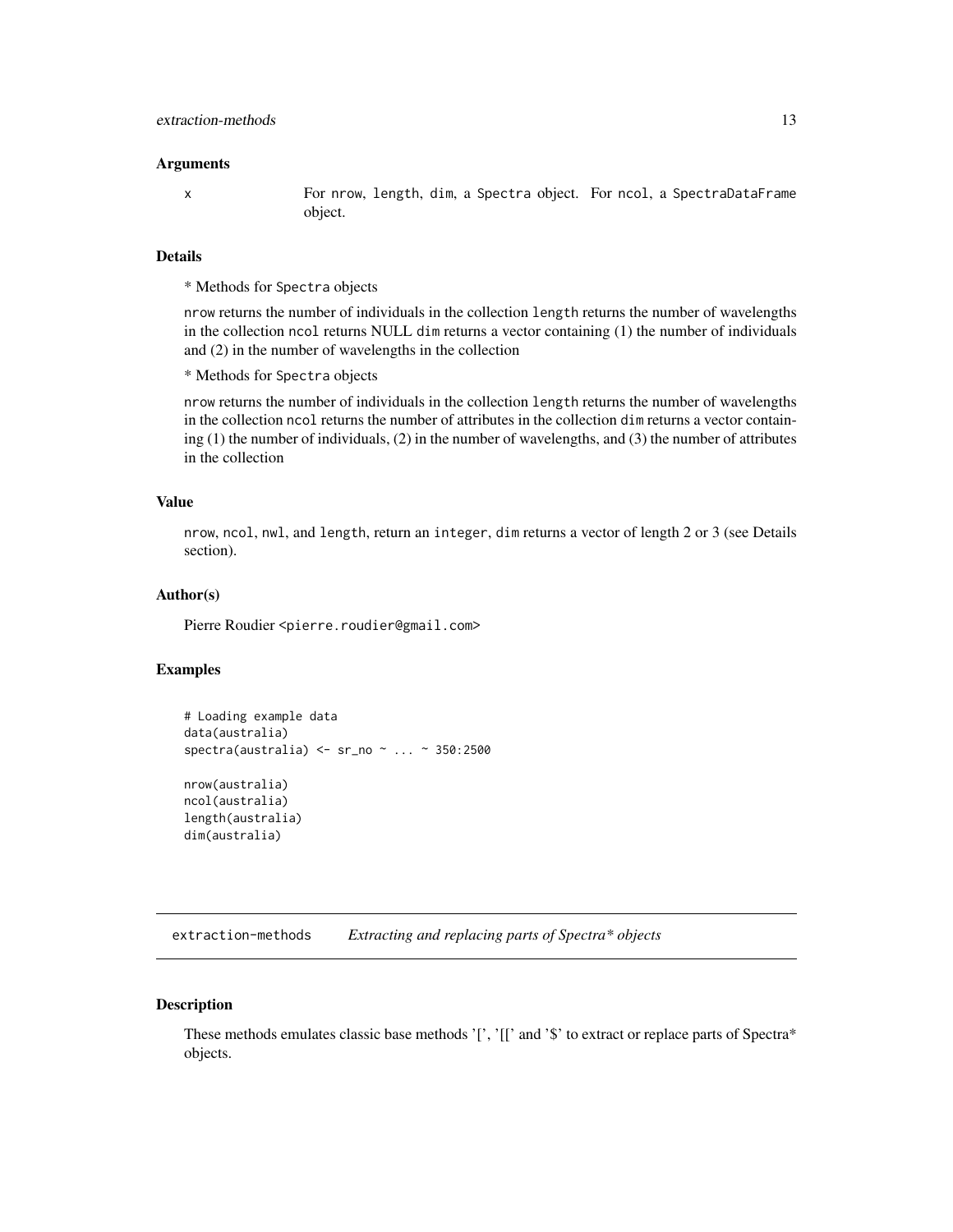### Arguments

x  For nrow, length, dim, a Spectra object. For ncol, a SpectraDataFrame object.

### Details

* Methods for Spectra objects

nrow returns the number of individuals in the collection length returns the number of wavelengths in the collection ncol returns NULL dim returns a vector containing (1) the number of individuals and (2) in the number of wavelengths in the collection

* Methods for Spectra objects

nrow returns the number of individuals in the collection length returns the number of wavelengths in the collection ncol returns the number of attributes in the collection dim returns a vector containing (1) the number of individuals, (2) in the number of wavelengths, and (3) the number of attributes in the collection

### Value

nrow, ncol, nwl, and length, return an integer, dim returns a vector of length 2 or 3 (see Details section).

### Author(s)

Pierre Roudier <pierre.roudier@gmail.com>

### Examples

```
# Loading example data
data(australia)
spectra(australia) <- sr_no ~ ... ~ 350:2500

nrow(australia)
ncol(australia)
length(australia)
dim(australia)
```

---

## extraction-methods *Extracting and replacing parts of Spectra* objects*

### Description

These methods emulates classic base methods '[', '[[' and '$' to extract or replace parts of Spectra* objects.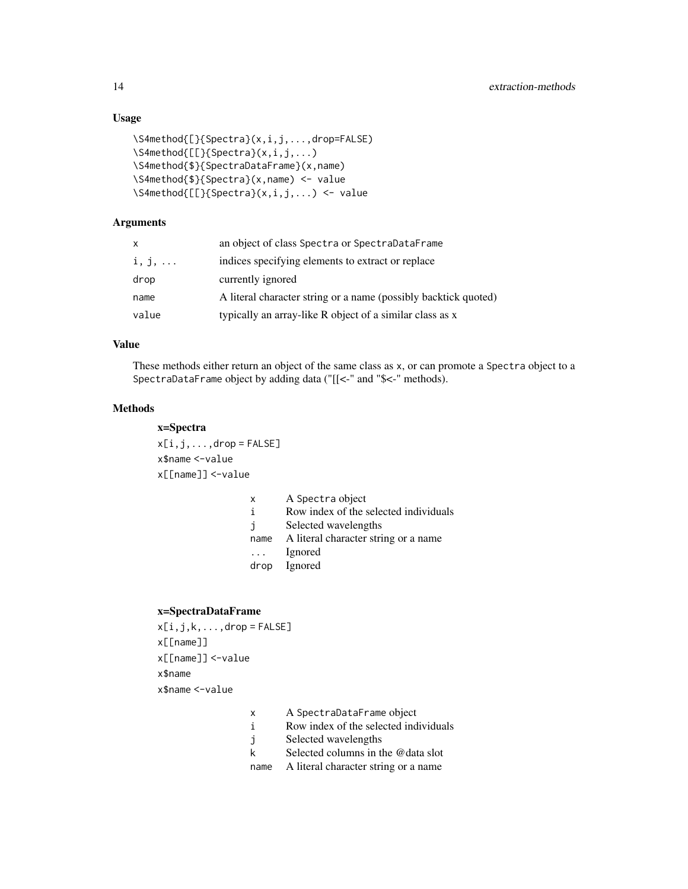## Usage

```
\S4method{[}{Spectra}(x,i,j,...,drop=FALSE)
\S4method{[[}{Spectra}(x,i,j,...)
\S4method{$}{SpectraDataFrame}(x,name)
\S4method{$}{Spectra}(x,name) <- value
\S4method{[[}{Spectra}(x,i,j,...) <- value
```

## Arguments

| | |
|---|---|
| x | an object of class Spectra or SpectraDataFrame |
| i, j, ... | indices specifying elements to extract or replace |
| drop | currently ignored |
| name | A literal character string or a name (possibly backtick quoted) |
| value | typically an array-like R object of a similar class as x |

## Value

These methods either return an object of the same class as x, or can promote a Spectra object to a SpectraDataFrame object by adding data ("[[<-" and "$<-" methods).

## Methods

**x=Spectra**

```
x[i,j,...,drop = FALSE]
x$name <-value
x[[name]] <-value
```

| | |
|---|---|
| x | A Spectra object |
| i | Row index of the selected individuals |
| j | Selected wavelengths |
| name | A literal character string or a name |
| ... | Ignored |
| drop | Ignored |

**x=SpectraDataFrame**

```
x[i,j,k,...,drop = FALSE]
x[[name]]
x[[name]] <-value
x$name
x$name <-value
```

| | |
|---|---|
| x | A SpectraDataFrame object |
| i | Row index of the selected individuals |
| j | Selected wavelengths |
| k | Selected columns in the @data slot |
| name | A literal character string or a name |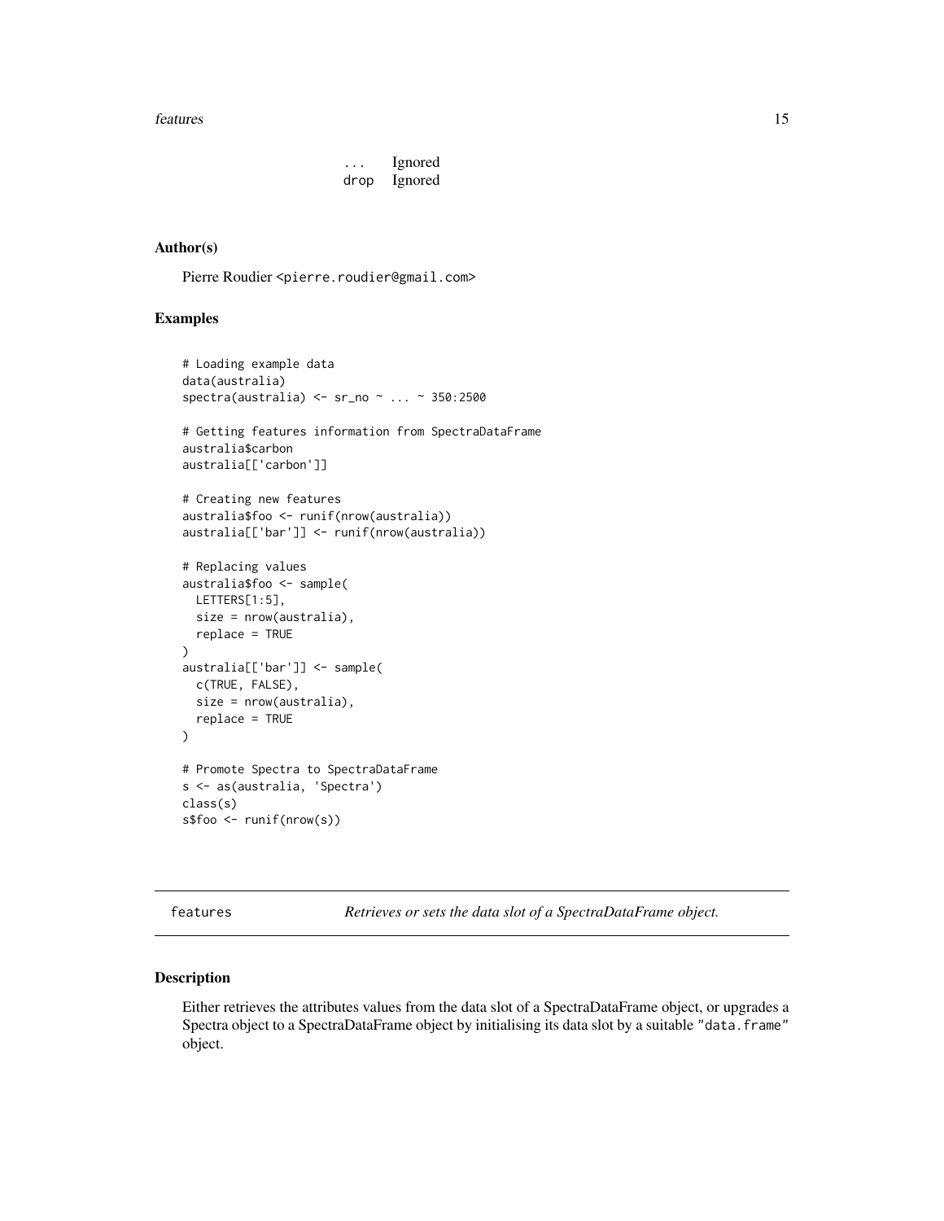| | |
|---|---|
| ... | Ignored |
| drop | Ignored |

### Author(s)

Pierre Roudier <pierre.roudier@gmail.com>

### Examples

```
# Loading example data
data(australia)
spectra(australia) <- sr_no ~ ... ~ 350:2500

# Getting features information from SpectraDataFrame
australia$carbon
australia[['carbon']]

# Creating new features
australia$foo <- runif(nrow(australia))
australia[['bar']] <- runif(nrow(australia))

# Replacing values
australia$foo <- sample(
  LETTERS[1:5],
  size = nrow(australia),
  replace = TRUE
)
australia[['bar']] <- sample(
  c(TRUE, FALSE),
  size = nrow(australia),
  replace = TRUE
)

# Promote Spectra to SpectraDataFrame
s <- as(australia, 'Spectra')
class(s)
s$foo <- runif(nrow(s))
```

---

## features — *Retrieves or sets the data slot of a SpectraDataFrame object.*

---

### Description

Either retrieves the attributes values from the data slot of a SpectraDataFrame object, or upgrades a Spectra object to a SpectraDataFrame object by initialising its data slot by a suitable "data.frame" object.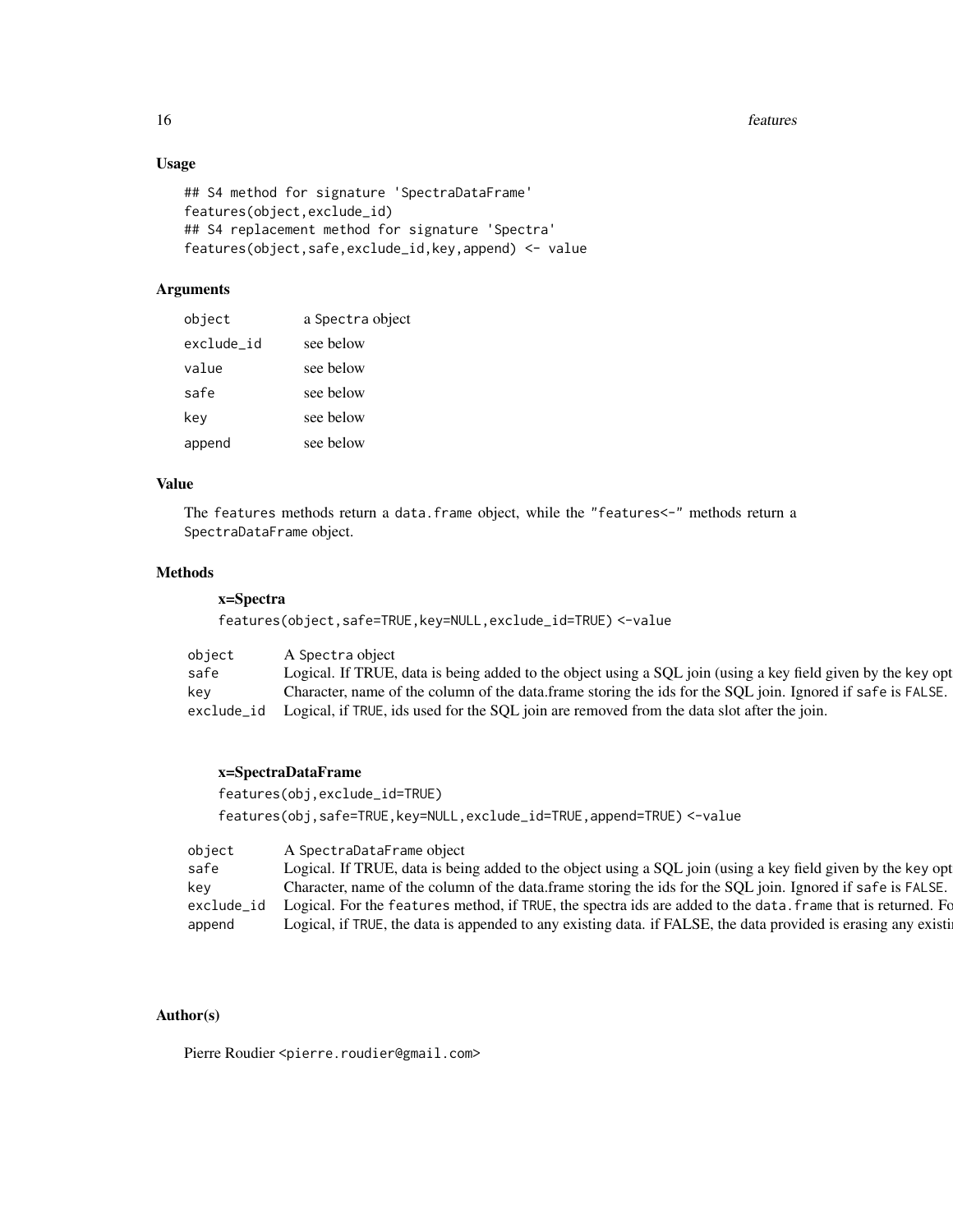### Usage

```
## S4 method for signature 'SpectraDataFrame'
features(object,exclude_id)
## S4 replacement method for signature 'Spectra'
features(object,safe,exclude_id,key,append) <- value
```

### Arguments

| | |
|---|---|
| object | a Spectra object |
| exclude_id | see below |
| value | see below |
| safe | see below |
| key | see below |
| append | see below |

### Value

The features methods return a data.frame object, while the "features<-" methods return a SpectraDataFrame object.

### Methods

**x=Spectra**

`features(object,safe=TRUE,key=NULL,exclude_id=TRUE) <-value`

| | |
|---|---|
| object | A Spectra object |
| safe | Logical. If TRUE, data is being added to the object using a SQL join (using a key field given by the key opt |
| key | Character, name of the column of the data.frame storing the ids for the SQL join. Ignored if safe is FALSE. |
| exclude_id | Logical, if TRUE, ids used for the SQL join are removed from the data slot after the join. |

**x=SpectraDataFrame**

`features(obj,exclude_id=TRUE)`

`features(obj,safe=TRUE,key=NULL,exclude_id=TRUE,append=TRUE) <-value`

| | |
|---|---|
| object | A SpectraDataFrame object |
| safe | Logical. If TRUE, data is being added to the object using a SQL join (using a key field given by the key opt |
| key | Character, name of the column of the data.frame storing the ids for the SQL join. Ignored if safe is FALSE. |
| exclude_id | Logical. For the features method, if TRUE, the spectra ids are added to the data.frame that is returned. Fo |
| append | Logical, if TRUE, the data is appended to any existing data. if FALSE, the data provided is erasing any existi |

### Author(s)

Pierre Roudier <pierre.roudier@gmail.com>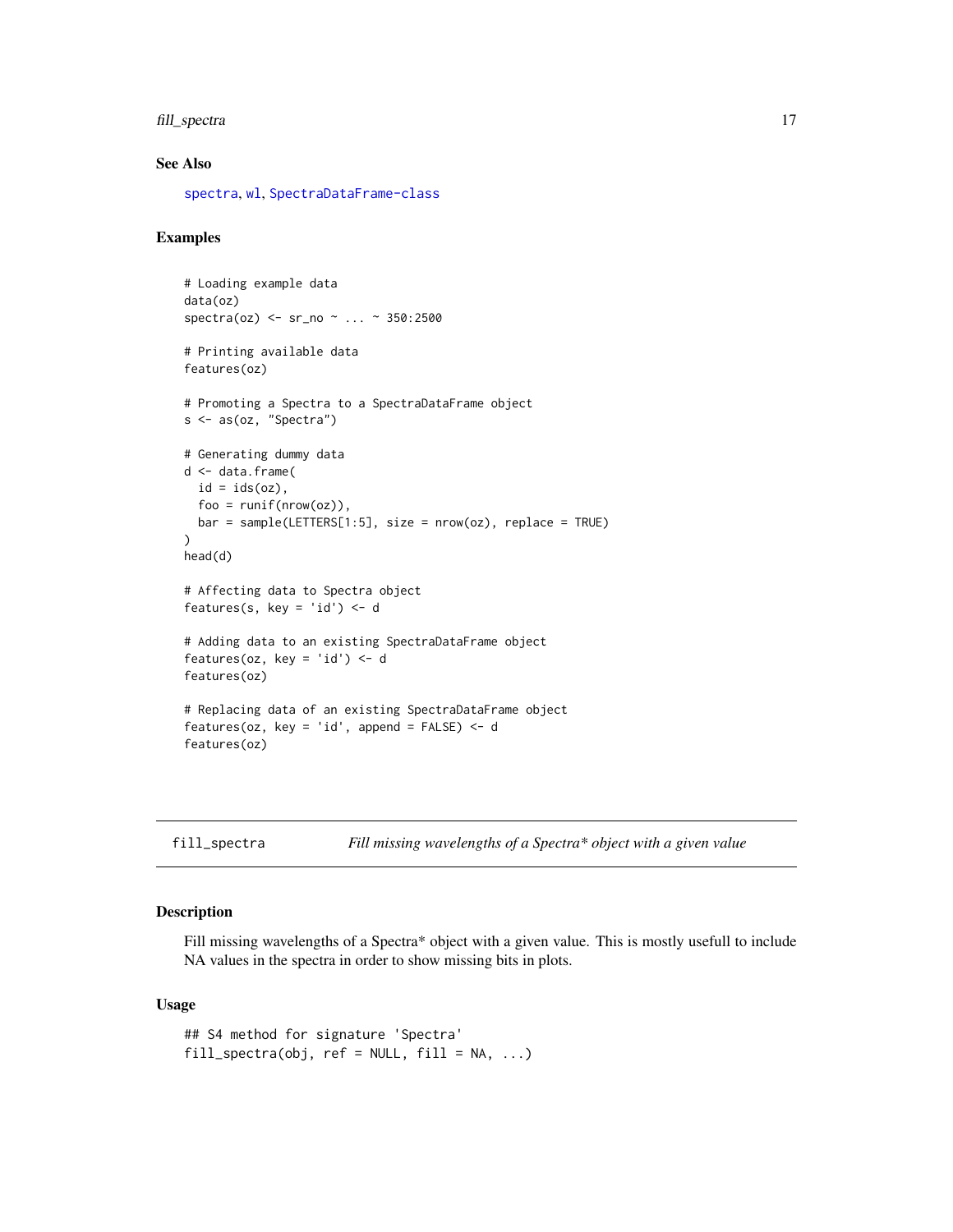## See Also

spectra, wl, SpectraDataFrame-class

## Examples

```
# Loading example data
data(oz)
spectra(oz) <- sr_no ~ ... ~ 350:2500

# Printing available data
features(oz)

# Promoting a Spectra to a SpectraDataFrame object
s <- as(oz, "Spectra")

# Generating dummy data
d <- data.frame(
  id = ids(oz),
  foo = runif(nrow(oz)),
  bar = sample(LETTERS[1:5], size = nrow(oz), replace = TRUE)
)
head(d)

# Affecting data to Spectra object
features(s, key = 'id') <- d

# Adding data to an existing SpectraDataFrame object
features(oz, key = 'id') <- d
features(oz)

# Replacing data of an existing SpectraDataFrame object
features(oz, key = 'id', append = FALSE) <- d
features(oz)
```

---

# fill_spectra — *Fill missing wavelengths of a Spectra* object with a given value*

## Description

Fill missing wavelengths of a Spectra* object with a given value. This is mostly usefull to include NA values in the spectra in order to show missing bits in plots.

## Usage

```
## S4 method for signature 'Spectra'
fill_spectra(obj, ref = NULL, fill = NA, ...)
```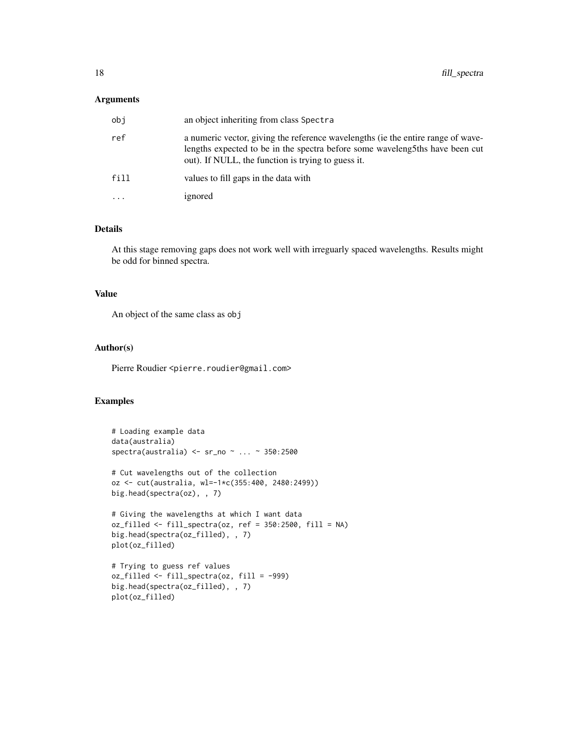## Arguments

| | |
|---|---|
| obj | an object inheriting from class Spectra |
| ref | a numeric vector, giving the reference wavelengths (ie the entire range of wavelengths expected to be in the spectra before some waveleng5ths have been cut out). If NULL, the function is trying to guess it. |
| fill | values to fill gaps in the data with |
| ... | ignored |

## Details

At this stage removing gaps does not work well with irreguarly spaced wavelengths. Results might be odd for binned spectra.

## Value

An object of the same class as obj

## Author(s)

Pierre Roudier <pierre.roudier@gmail.com>

## Examples

```
# Loading example data
data(australia)
spectra(australia) <- sr_no ~ ... ~ 350:2500

# Cut wavelengths out of the collection
oz <- cut(australia, wl=-1*c(355:400, 2480:2499))
big.head(spectra(oz), , 7)

# Giving the wavelengths at which I want data
oz_filled <- fill_spectra(oz, ref = 350:2500, fill = NA)
big.head(spectra(oz_filled), , 7)
plot(oz_filled)

# Trying to guess ref values
oz_filled <- fill_spectra(oz, fill = -999)
big.head(spectra(oz_filled), , 7)
plot(oz_filled)
```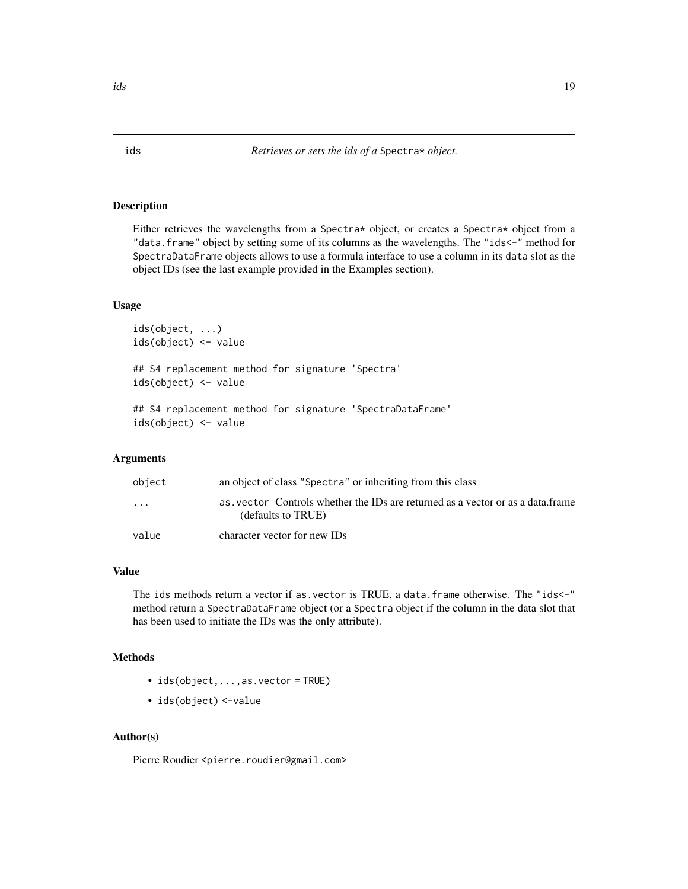## ids — *Retrieves or sets the ids of a* `Spectra*` *object.*

### Description

Either retrieves the wavelengths from a `Spectra*` object, or creates a `Spectra*` object from a `"data.frame"` object by setting some of its columns as the wavelengths. The `"ids<-"` method for `SpectraDataFrame` objects allows to use a formula interface to use a column in its `data` slot as the object IDs (see the last example provided in the Examples section).

### Usage

```
ids(object, ...)
ids(object) <- value

## S4 replacement method for signature 'Spectra'
ids(object) <- value

## S4 replacement method for signature 'SpectraDataFrame'
ids(object) <- value
```

### Arguments

| | |
|---|---|
| `object` | an object of class `"Spectra"` or inheriting from this class |
| `...` | `as.vector` Controls whether the IDs are returned as a vector or as a data.frame (defaults to TRUE) |
| `value` | character vector for new IDs |

### Value

The `ids` methods return a vector if `as.vector` is TRUE, a `data.frame` otherwise. The `"ids<-"` method return a `SpectraDataFrame` object (or a `Spectra` object if the column in the data slot that has been used to initiate the IDs was the only attribute).

### Methods

- `ids(object,...,as.vector = TRUE)`
- `ids(object) <-value`

### Author(s)

Pierre Roudier <pierre.roudier@gmail.com>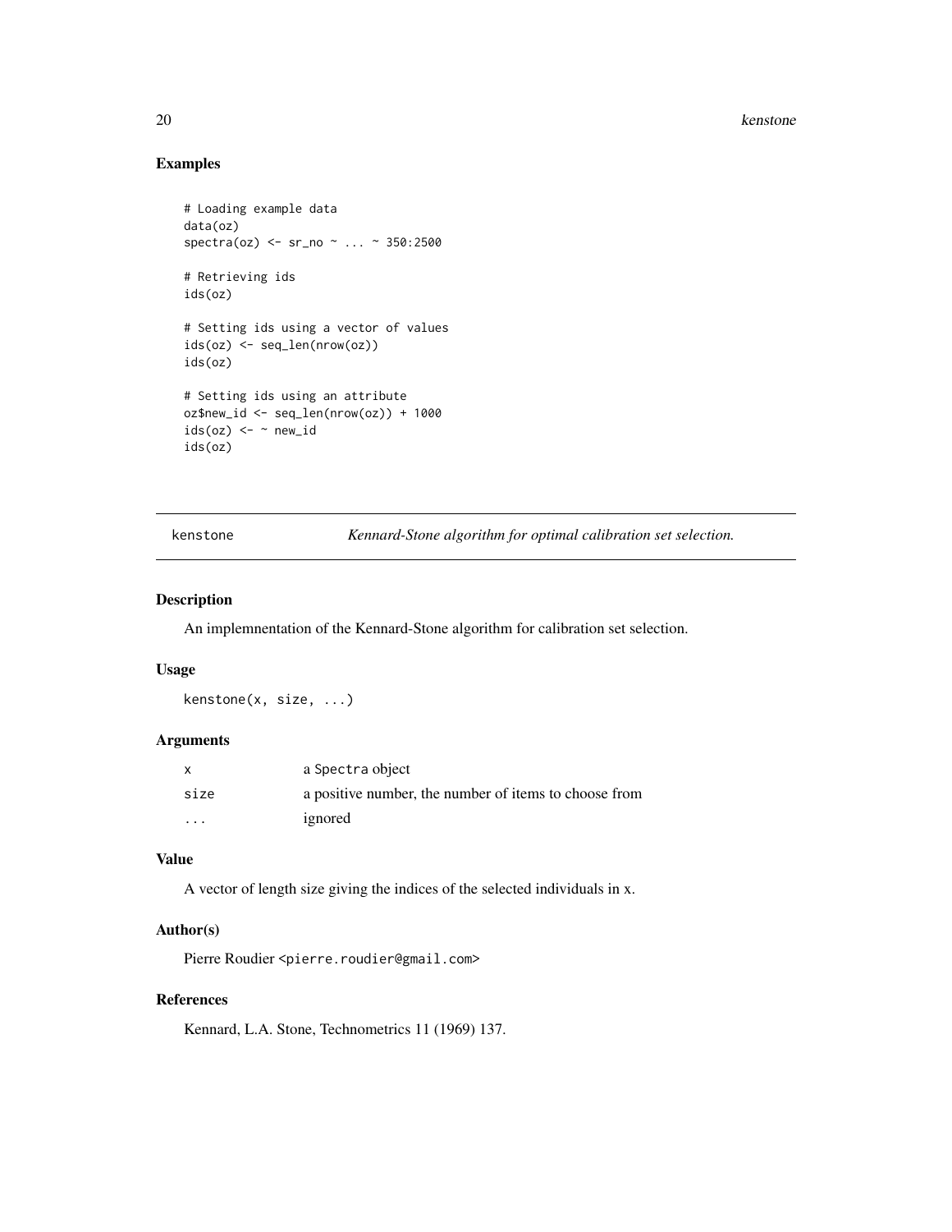## Examples

```
# Loading example data
data(oz)
spectra(oz) <- sr_no ~ ... ~ 350:2500

# Retrieving ids
ids(oz)

# Setting ids using a vector of values
ids(oz) <- seq_len(nrow(oz))
ids(oz)

# Setting ids using an attribute
oz$new_id <- seq_len(nrow(oz)) + 1000
ids(oz) <- ~ new_id
ids(oz)
```

---

# kenstone — *Kennard-Stone algorithm for optimal calibration set selection.*

---

## Description

An implemnentation of the Kennard-Stone algorithm for calibration set selection.

## Usage

```
kenstone(x, size, ...)
```

## Arguments

| | |
|---|---|
| `x` | a `Spectra` object |
| `size` | a positive number, the number of items to choose from |
| `...` | ignored |

## Value

A vector of length size giving the indices of the selected individuals in x.

## Author(s)

Pierre Roudier <pierre.roudier@gmail.com>

## References

Kennard, L.A. Stone, Technometrics 11 (1969) 137.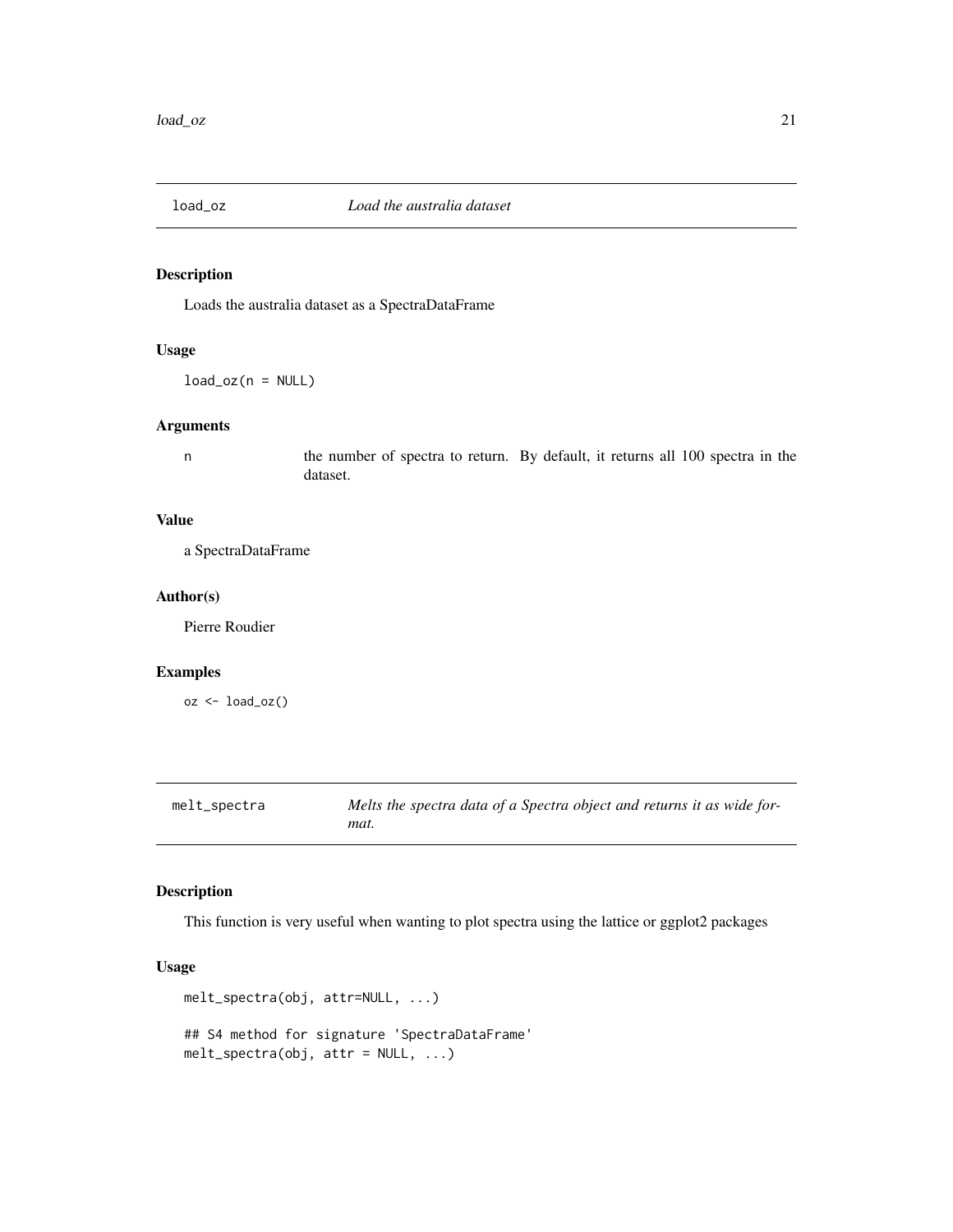## load_oz — *Load the australia dataset*

### Description

Loads the australia dataset as a SpectraDataFrame

### Usage

```
load_oz(n = NULL)
```

### Arguments

n — the number of spectra to return. By default, it returns all 100 spectra in the dataset.

### Value

a SpectraDataFrame

### Author(s)

Pierre Roudier

### Examples

```
oz <- load_oz()
```

## melt_spectra — *Melts the spectra data of a Spectra object and returns it as wide format.*

### Description

This function is very useful when wanting to plot spectra using the lattice or ggplot2 packages

### Usage

```
melt_spectra(obj, attr=NULL, ...)

## S4 method for signature 'SpectraDataFrame'
melt_spectra(obj, attr = NULL, ...)
```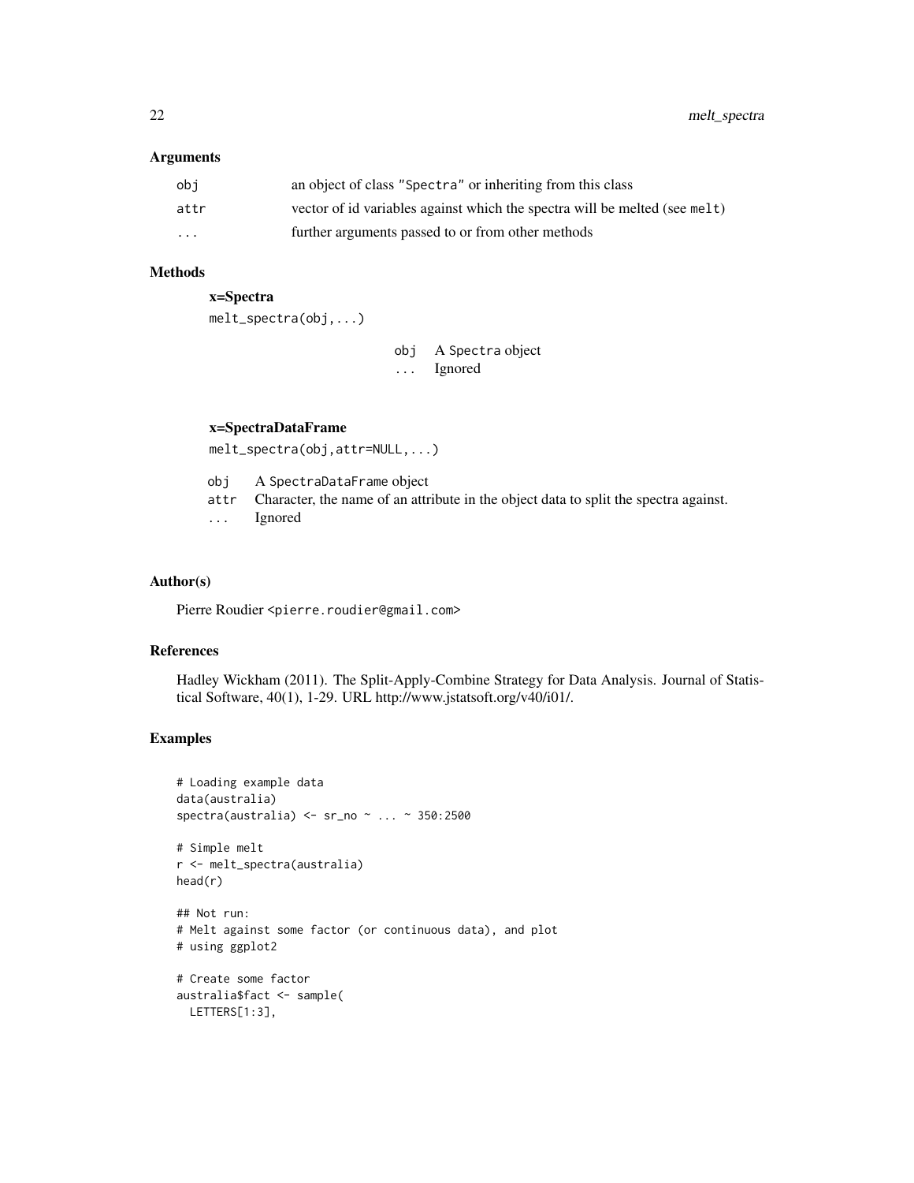### Arguments

| | |
|---|---|
| `obj` | an object of class "Spectra" or inheriting from this class |
| `attr` | vector of id variables against which the spectra will be melted (see `melt`) |
| `...` | further arguments passed to or from other methods |

### Methods

**x=Spectra**

`melt_spectra(obj,...)`

| | |
|---|---|
| `obj` | A `Spectra` object |
| `...` | Ignored |

**x=SpectraDataFrame**

`melt_spectra(obj,attr=NULL,...)`

| | |
|---|---|
| `obj` | A `SpectraDataFrame` object |
| `attr` | Character, the name of an attribute in the object data to split the spectra against. |
| `...` | Ignored |

### Author(s)

Pierre Roudier <pierre.roudier@gmail.com>

### References

Hadley Wickham (2011). The Split-Apply-Combine Strategy for Data Analysis. Journal of Statistical Software, 40(1), 1-29. URL http://www.jstatsoft.org/v40/i01/.

### Examples

```
# Loading example data
data(australia)
spectra(australia) <- sr_no ~ ... ~ 350:2500

# Simple melt
r <- melt_spectra(australia)
head(r)

## Not run:
# Melt against some factor (or continuous data), and plot
# using ggplot2

# Create some factor
australia$fact <- sample(
  LETTERS[1:3],
```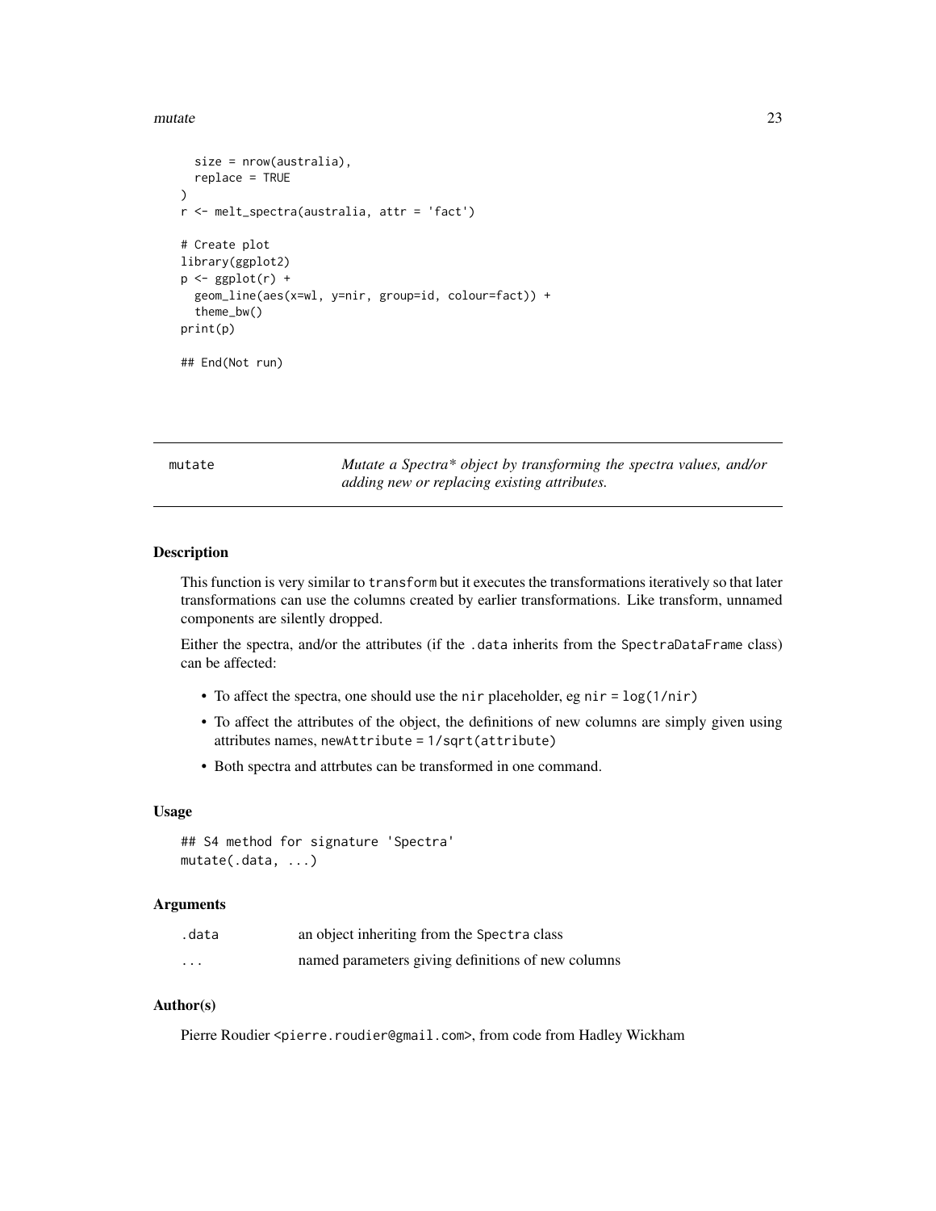```
  size = nrow(australia),
  replace = TRUE
)
r <- melt_spectra(australia, attr = 'fact')

# Create plot
library(ggplot2)
p <- ggplot(r) +
  geom_line(aes(x=wl, y=nir, group=id, colour=fact)) +
  theme_bw()
print(p)

## End(Not run)
```

---

mutate — *Mutate a Spectra\* object by transforming the spectra values, and/or adding new or replacing existing attributes.*

---

### Description

This function is very similar to `transform` but it executes the transformations iteratively so that later transformations can use the columns created by earlier transformations. Like transform, unnamed components are silently dropped.

Either the spectra, and/or the attributes (if the `.data` inherits from the `SpectraDataFrame` class) can be affected:

- To affect the spectra, one should use the `nir` placeholder, eg `nir = log(1/nir)`
- To affect the attributes of the object, the definitions of new columns are simply given using attributes names, `newAttribute = 1/sqrt(attribute)`
- Both spectra and attrbutes can be transformed in one command.

### Usage

```
## S4 method for signature 'Spectra'
mutate(.data, ...)
```

### Arguments

| | |
|---|---|
| `.data` | an object inheriting from the `Spectra` class |
| `...` | named parameters giving definitions of new columns |

### Author(s)

Pierre Roudier <pierre.roudier@gmail.com>, from code from Hadley Wickham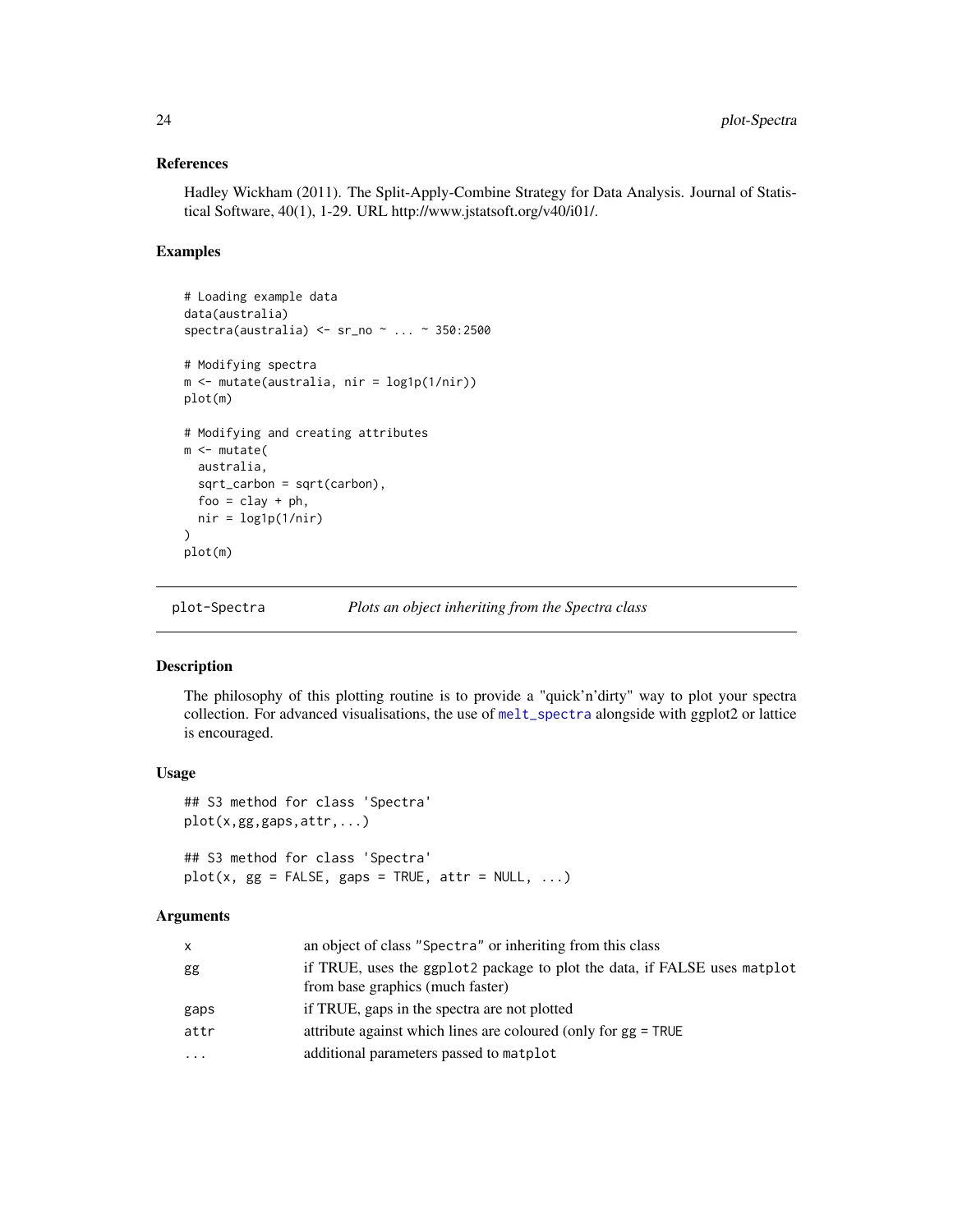### References

Hadley Wickham (2011). The Split-Apply-Combine Strategy for Data Analysis. Journal of Statistical Software, 40(1), 1-29. URL http://www.jstatsoft.org/v40/i01/.

### Examples

```
# Loading example data
data(australia)
spectra(australia) <- sr_no ~ ... ~ 350:2500

# Modifying spectra
m <- mutate(australia, nir = log1p(1/nir))
plot(m)

# Modifying and creating attributes
m <- mutate(
  australia,
  sqrt_carbon = sqrt(carbon),
  foo = clay + ph,
  nir = log1p(1/nir)
)
plot(m)
```

---

## plot-Spectra — *Plots an object inheriting from the Spectra class*

### Description

The philosophy of this plotting routine is to provide a "quick'n'dirty" way to plot your spectra collection. For advanced visualisations, the use of melt_spectra alongside with ggplot2 or lattice is encouraged.

### Usage

```
## S3 method for class 'Spectra'
plot(x,gg,gaps,attr,...)

## S3 method for class 'Spectra'
plot(x, gg = FALSE, gaps = TRUE, attr = NULL, ...)
```

### Arguments

| | |
|---|---|
| x | an object of class "Spectra" or inheriting from this class |
| gg | if TRUE, uses the ggplot2 package to plot the data, if FALSE uses matplot from base graphics (much faster) |
| gaps | if TRUE, gaps in the spectra are not plotted |
| attr | attribute against which lines are coloured (only for gg = TRUE |
| ... | additional parameters passed to matplot |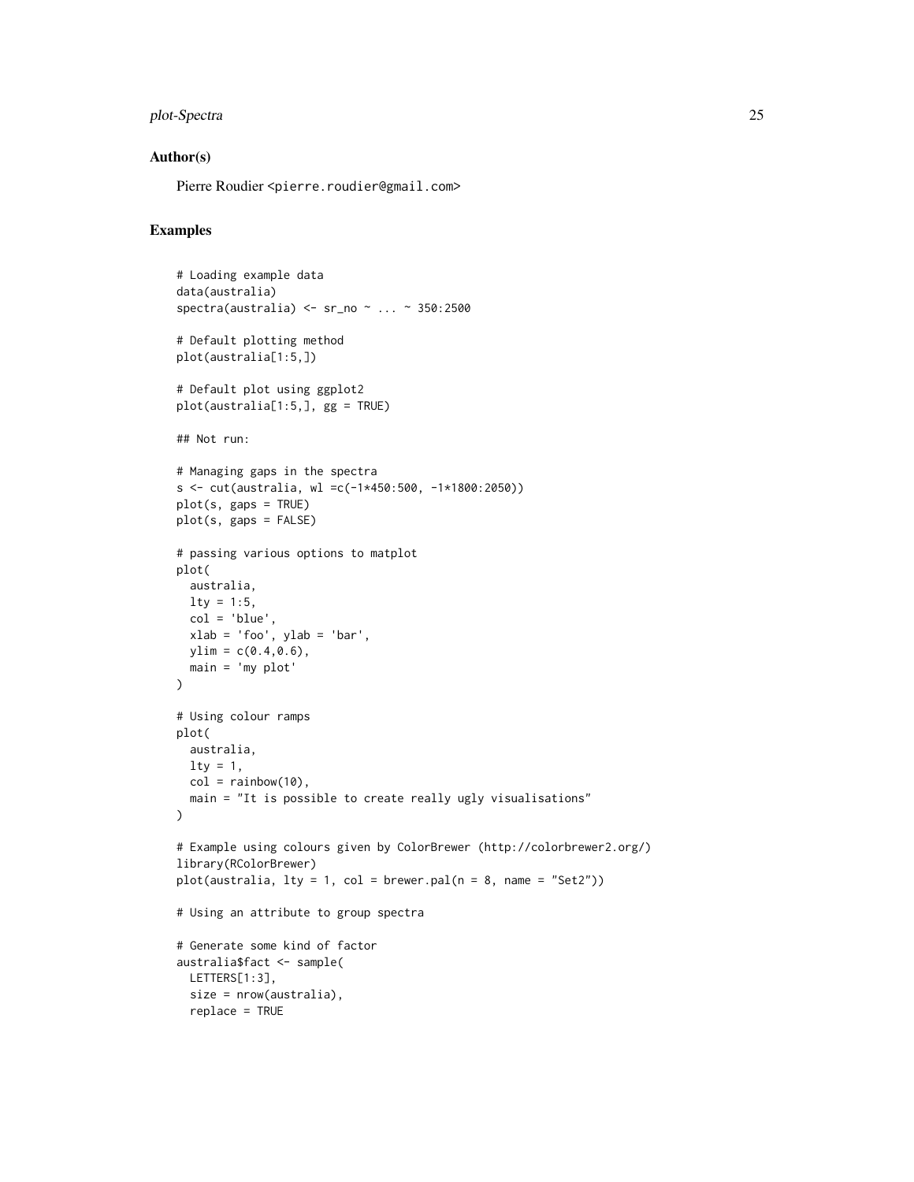### Author(s)

Pierre Roudier <pierre.roudier@gmail.com>

### Examples

```
# Loading example data
data(australia)
spectra(australia) <- sr_no ~ ... ~ 350:2500

# Default plotting method
plot(australia[1:5,])

# Default plot using ggplot2
plot(australia[1:5,], gg = TRUE)

## Not run:

# Managing gaps in the spectra
s <- cut(australia, wl =c(-1*450:500, -1*1800:2050))
plot(s, gaps = TRUE)
plot(s, gaps = FALSE)

# passing various options to matplot
plot(
  australia,
  lty = 1:5,
  col = 'blue',
  xlab = 'foo', ylab = 'bar',
  ylim = c(0.4,0.6),
  main = 'my plot'
)

# Using colour ramps
plot(
  australia,
  lty = 1,
  col = rainbow(10),
  main = "It is possible to create really ugly visualisations"
)

# Example using colours given by ColorBrewer (http://colorbrewer2.org/)
library(RColorBrewer)
plot(australia, lty = 1, col = brewer.pal(n = 8, name = "Set2"))

# Using an attribute to group spectra

# Generate some kind of factor
australia$fact <- sample(
  LETTERS[1:3],
  size = nrow(australia),
  replace = TRUE
```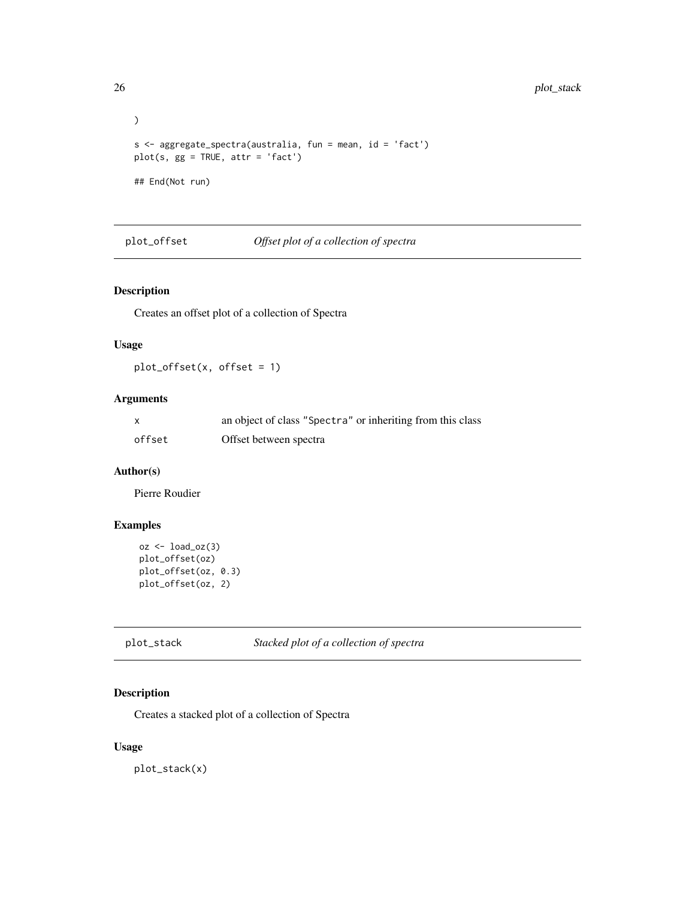```
)

s <- aggregate_spectra(australia, fun = mean, id = 'fact')
plot(s, gg = TRUE, attr = 'fact')

## End(Not run)
```

## plot_offset *Offset plot of a collection of spectra*

### Description

Creates an offset plot of a collection of Spectra

### Usage

```
plot_offset(x, offset = 1)
```

### Arguments

| | |
|---|---|
| x | an object of class "Spectra" or inheriting from this class |
| offset | Offset between spectra |

### Author(s)

Pierre Roudier

### Examples

```
oz <- load_oz(3)
plot_offset(oz)
plot_offset(oz, 0.3)
plot_offset(oz, 2)
```

## plot_stack *Stacked plot of a collection of spectra*

### Description

Creates a stacked plot of a collection of Spectra

### Usage

```
plot_stack(x)
```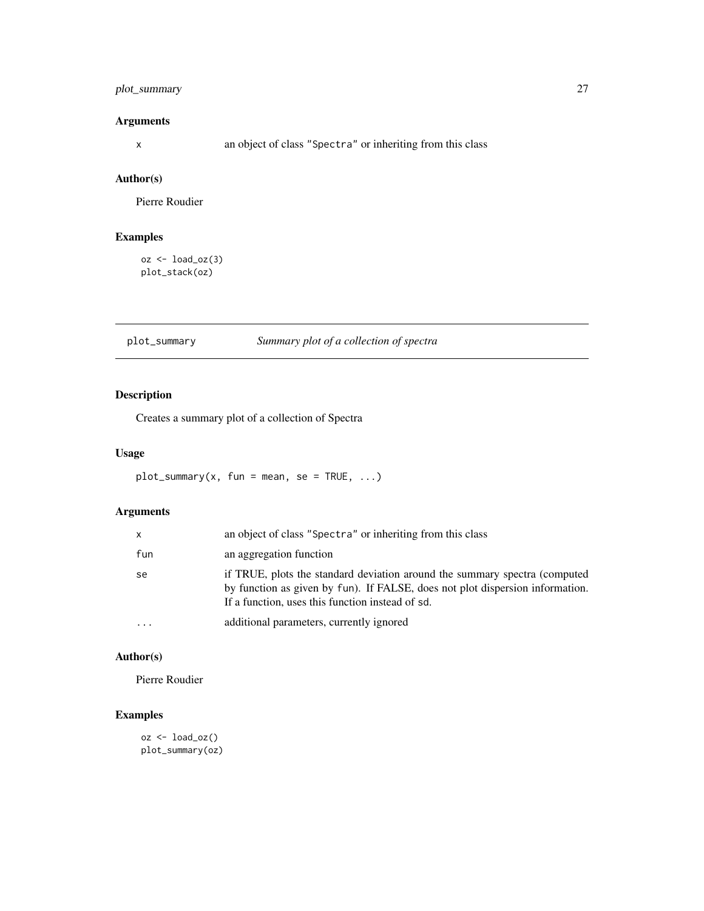### Arguments

| | |
|---|---|
| x | an object of class "Spectra" or inheriting from this class |

### Author(s)

Pierre Roudier

### Examples

```
oz <- load_oz(3)
plot_stack(oz)
```

---

## plot_summary *Summary plot of a collection of spectra*

---

### Description

Creates a summary plot of a collection of Spectra

### Usage

```
plot_summary(x, fun = mean, se = TRUE, ...)
```

### Arguments

| | |
|---|---|
| x | an object of class "Spectra" or inheriting from this class |
| fun | an aggregation function |
| se | if TRUE, plots the standard deviation around the summary spectra (computed by function as given by fun). If FALSE, does not plot dispersion information. If a function, uses this function instead of sd. |
| ... | additional parameters, currently ignored |

### Author(s)

Pierre Roudier

### Examples

```
oz <- load_oz()
plot_summary(oz)
```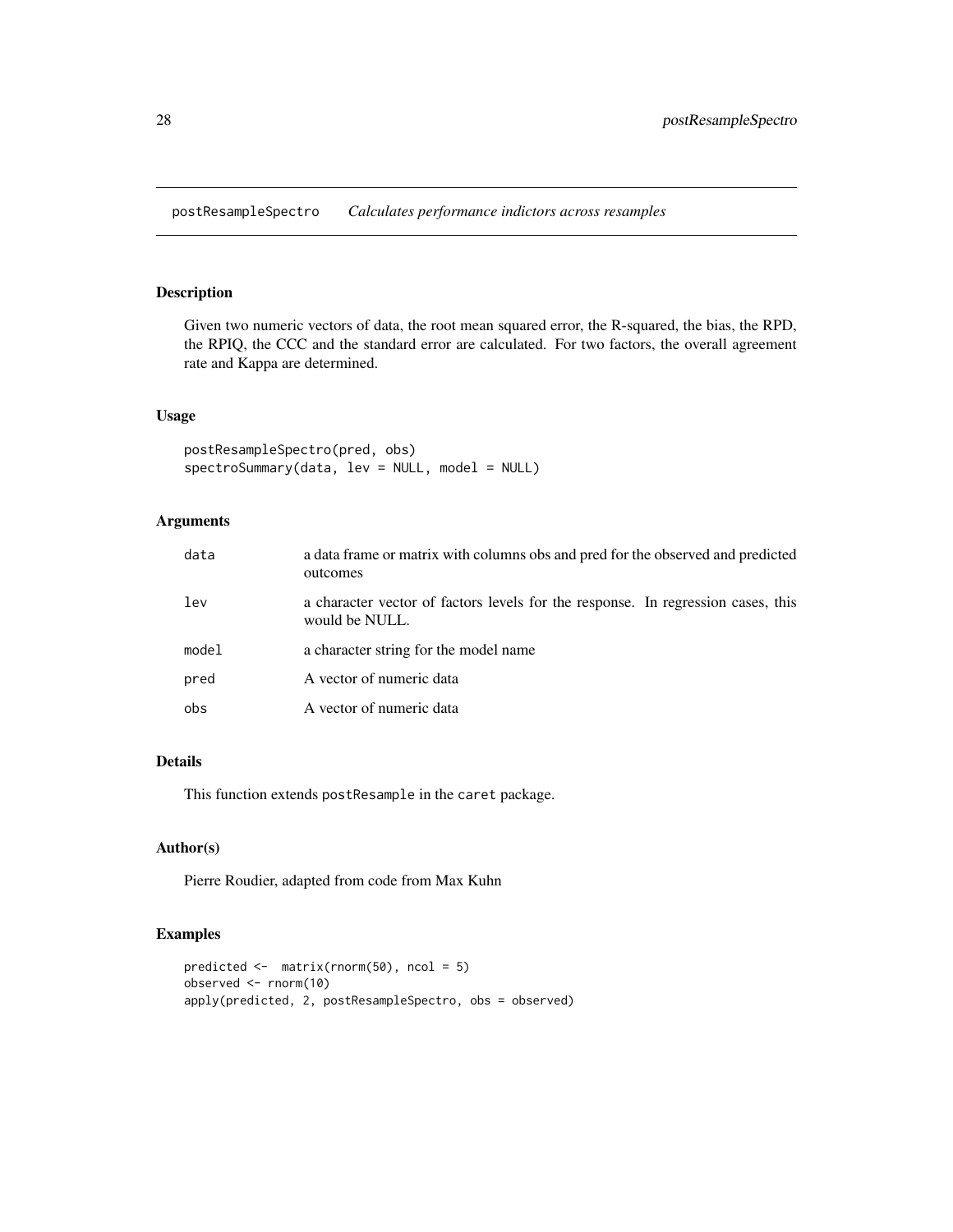# postResampleSpectro *Calculates performance indictors across resamples*

## Description

Given two numeric vectors of data, the root mean squared error, the R-squared, the bias, the RPD, the RPIQ, the CCC and the standard error are calculated. For two factors, the overall agreement rate and Kappa are determined.

## Usage

```
postResampleSpectro(pred, obs)
spectroSummary(data, lev = NULL, model = NULL)
```

## Arguments

| | |
|---|---|
| data | a data frame or matrix with columns obs and pred for the observed and predicted outcomes |
| lev | a character vector of factors levels for the response. In regression cases, this would be NULL. |
| model | a character string for the model name |
| pred | A vector of numeric data |
| obs | A vector of numeric data |

## Details

This function extends `postResample` in the `caret` package.

## Author(s)

Pierre Roudier, adapted from code from Max Kuhn

## Examples

```
predicted <-  matrix(rnorm(50), ncol = 5)
observed <- rnorm(10)
apply(predicted, 2, postResampleSpectro, obs = observed)
```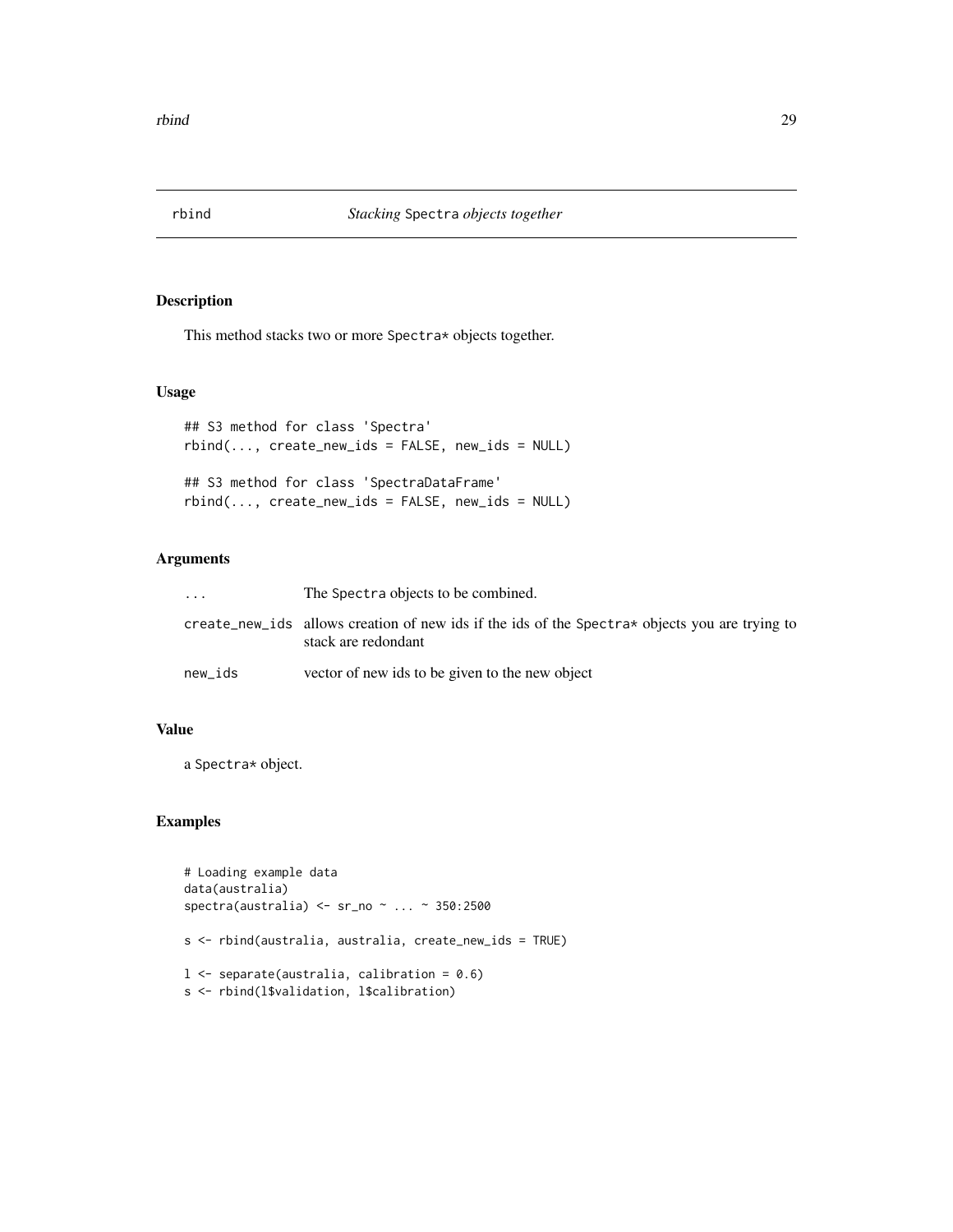# rbind — *Stacking* Spectra *objects together*

## Description

This method stacks two or more Spectra* objects together.

## Usage

```
## S3 method for class 'Spectra'
rbind(..., create_new_ids = FALSE, new_ids = NULL)

## S3 method for class 'SpectraDataFrame'
rbind(..., create_new_ids = FALSE, new_ids = NULL)
```

## Arguments

| | |
|---|---|
| ... | The Spectra objects to be combined. |
| create_new_ids | allows creation of new ids if the ids of the Spectra* objects you are trying to stack are redondant |
| new_ids | vector of new ids to be given to the new object |

## Value

a Spectra* object.

## Examples

```
# Loading example data
data(australia)
spectra(australia) <- sr_no ~ ... ~ 350:2500

s <- rbind(australia, australia, create_new_ids = TRUE)

l <- separate(australia, calibration = 0.6)
s <- rbind(l$validation, l$calibration)
```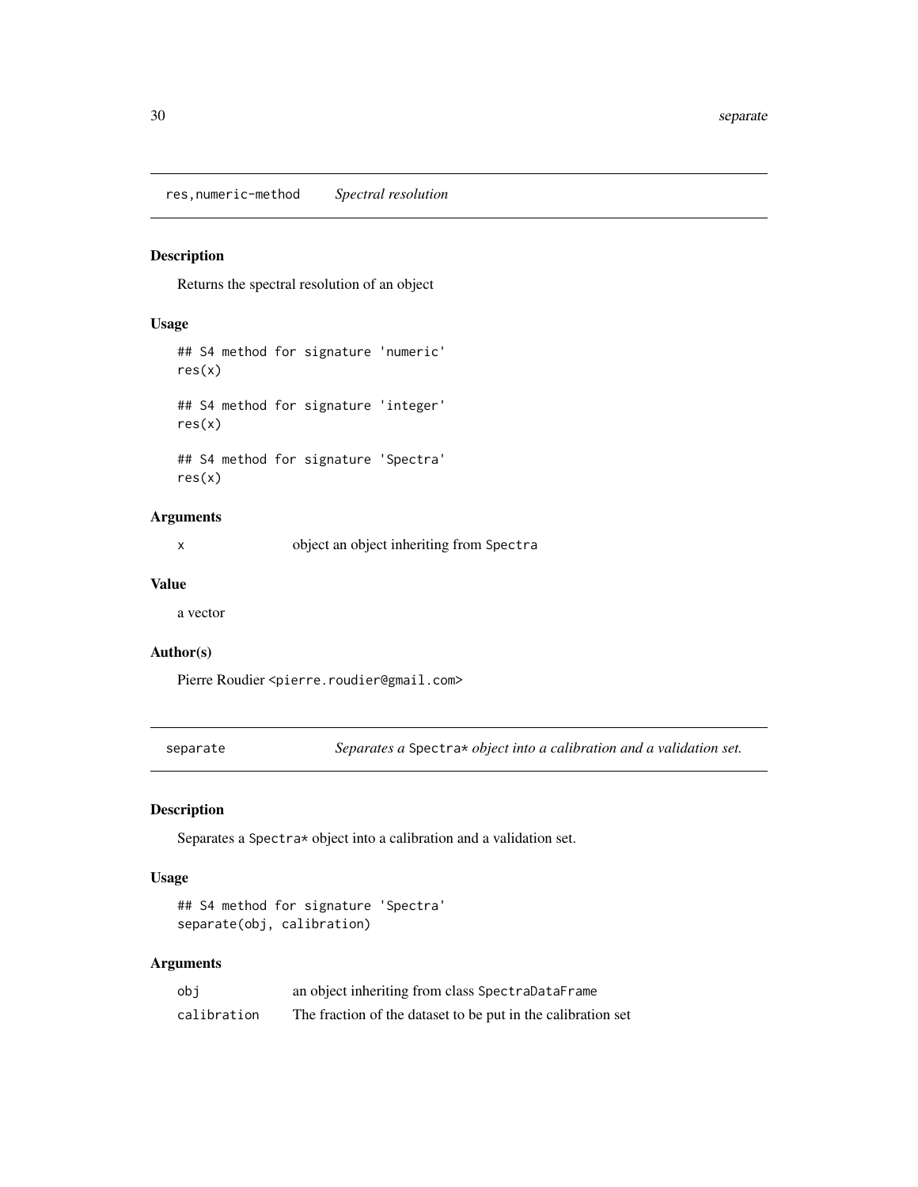## res,numeric-method    *Spectral resolution*

### Description

Returns the spectral resolution of an object

### Usage

```
## S4 method for signature 'numeric'
res(x)

## S4 method for signature 'integer'
res(x)

## S4 method for signature 'Spectra'
res(x)
```

### Arguments

| | |
|---|---|
| x | object an object inheriting from Spectra |

### Value

a vector

### Author(s)

Pierre Roudier <pierre.roudier@gmail.com>

## separate    *Separates a Spectra* object into a calibration and a validation set.*

### Description

Separates a Spectra* object into a calibration and a validation set.

### Usage

```
## S4 method for signature 'Spectra'
separate(obj, calibration)
```

### Arguments

| | |
|---|---|
| obj | an object inheriting from class SpectraDataFrame |
| calibration | The fraction of the dataset to be put in the calibration set |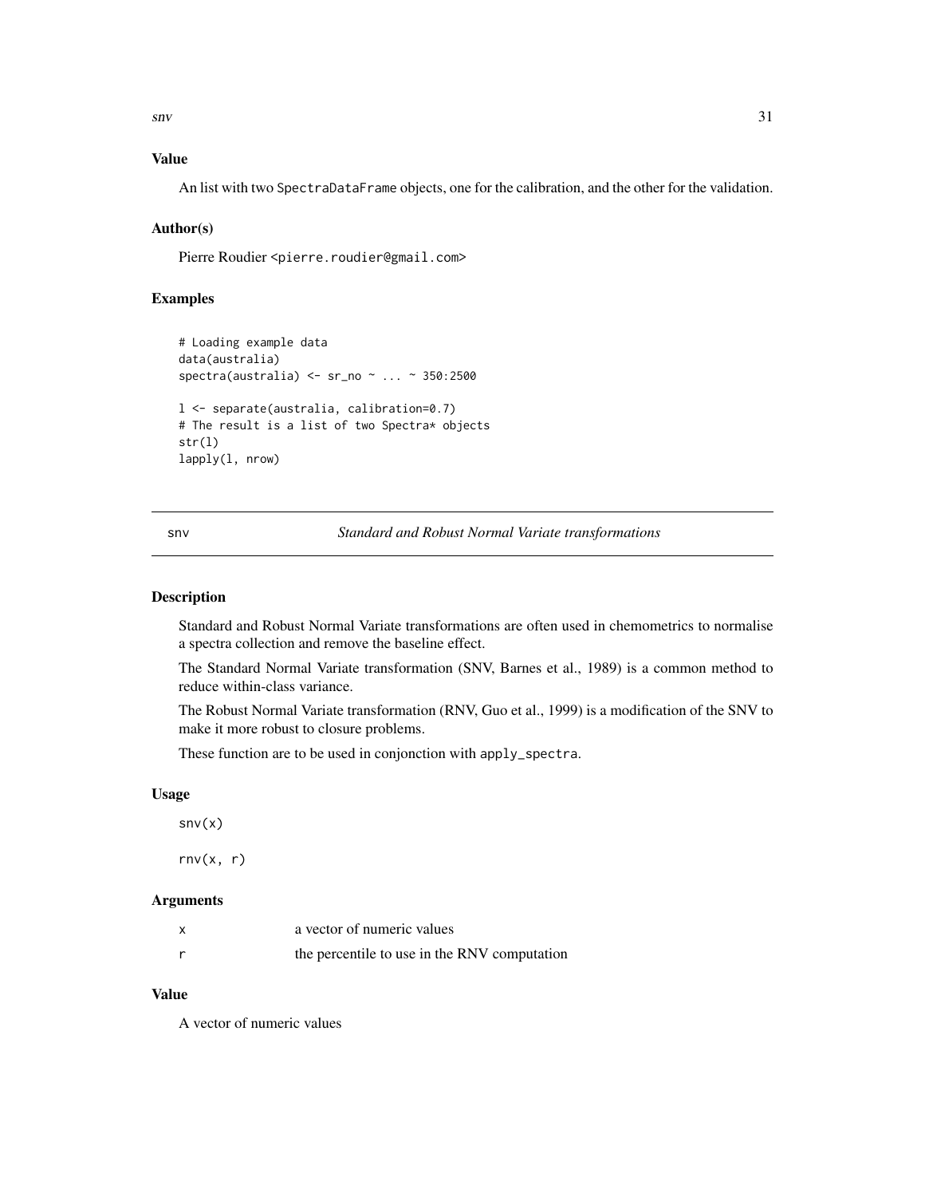### Value

An list with two SpectraDataFrame objects, one for the calibration, and the other for the validation.

### Author(s)

Pierre Roudier <pierre.roudier@gmail.com>

### Examples

```
# Loading example data
data(australia)
spectra(australia) <- sr_no ~ ... ~ 350:2500

l <- separate(australia, calibration=0.7)
# The result is a list of two Spectra* objects
str(l)
lapply(l, nrow)
```

---

## snv — *Standard and Robust Normal Variate transformations*

---

### Description

Standard and Robust Normal Variate transformations are often used in chemometrics to normalise a spectra collection and remove the baseline effect.

The Standard Normal Variate transformation (SNV, Barnes et al., 1989) is a common method to reduce within-class variance.

The Robust Normal Variate transformation (RNV, Guo et al., 1999) is a modification of the SNV to make it more robust to closure problems.

These function are to be used in conjonction with apply_spectra.

### Usage

```
snv(x)

rnv(x, r)
```

### Arguments

| | |
|---|---|
| x | a vector of numeric values |
| r | the percentile to use in the RNV computation |

### Value

A vector of numeric values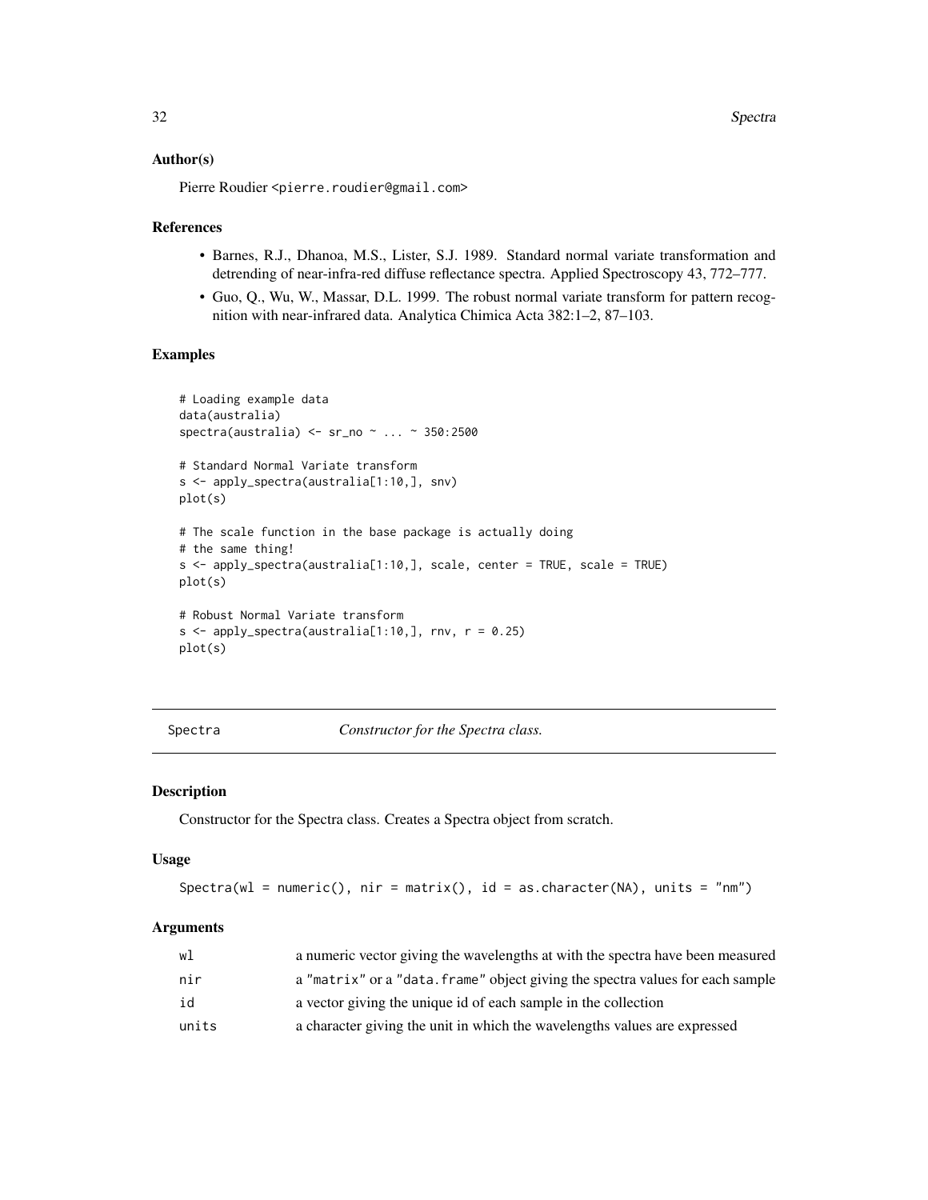### Author(s)

Pierre Roudier <pierre.roudier@gmail.com>

### References

- Barnes, R.J., Dhanoa, M.S., Lister, S.J. 1989. Standard normal variate transformation and detrending of near-infra-red diffuse reflectance spectra. Applied Spectroscopy 43, 772–777.
- Guo, Q., Wu, W., Massar, D.L. 1999. The robust normal variate transform for pattern recognition with near-infrared data. Analytica Chimica Acta 382:1–2, 87–103.

### Examples

```
# Loading example data
data(australia)
spectra(australia) <- sr_no ~ ... ~ 350:2500

# Standard Normal Variate transform
s <- apply_spectra(australia[1:10,], snv)
plot(s)

# The scale function in the base package is actually doing
# the same thing!
s <- apply_spectra(australia[1:10,], scale, center = TRUE, scale = TRUE)
plot(s)

# Robust Normal Variate transform
s <- apply_spectra(australia[1:10,], rnv, r = 0.25)
plot(s)
```

---

## Spectra — *Constructor for the Spectra class.*

---

### Description

Constructor for the Spectra class. Creates a Spectra object from scratch.

### Usage

```
Spectra(wl = numeric(), nir = matrix(), id = as.character(NA), units = "nm")
```

### Arguments

| | |
|---|---|
| wl | a numeric vector giving the wavelengths at with the spectra have been measured |
| nir | a "matrix" or a "data.frame" object giving the spectra values for each sample |
| id | a vector giving the unique id of each sample in the collection |
| units | a character giving the unit in which the wavelengths values are expressed |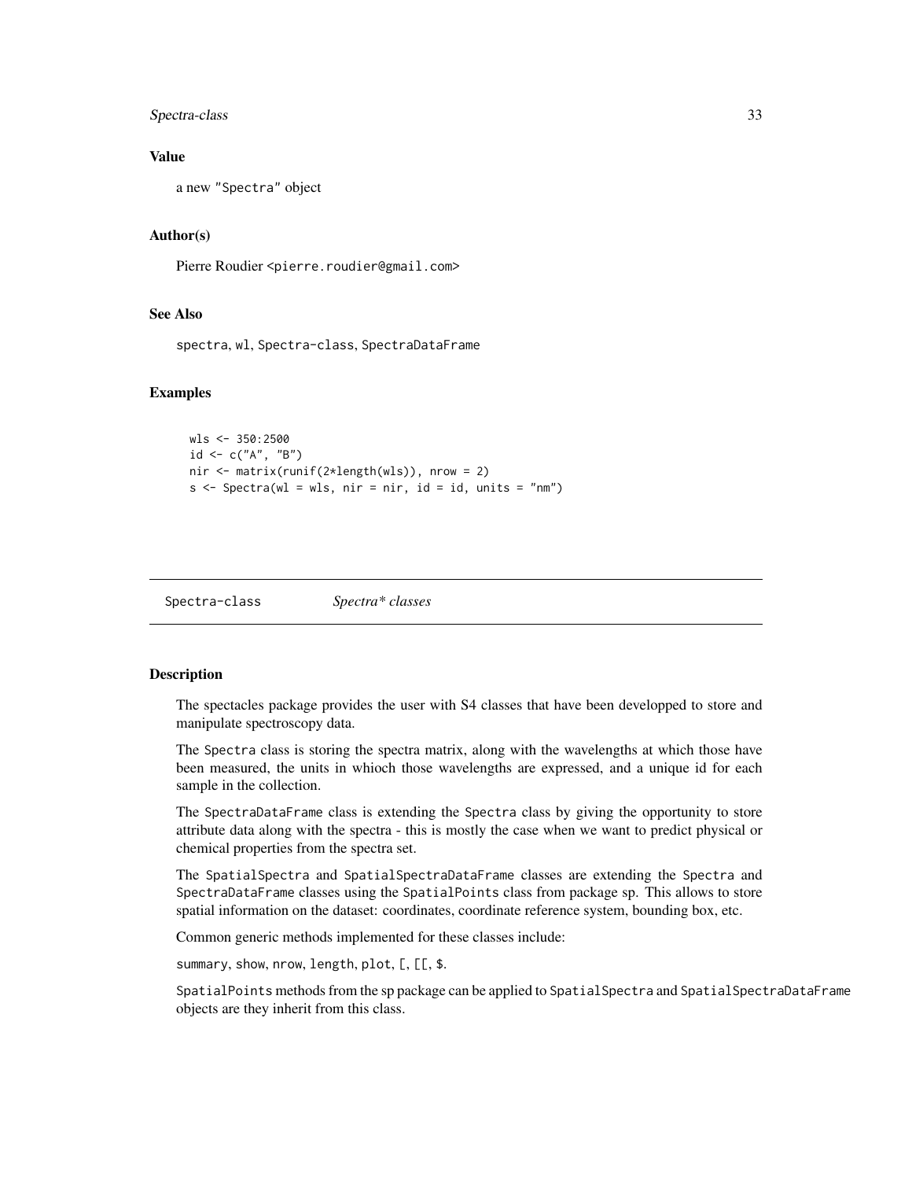### Value

a new "Spectra" object

### Author(s)

Pierre Roudier <pierre.roudier@gmail.com>

### See Also

spectra, wl, Spectra-class, SpectraDataFrame

### Examples

```
wls <- 350:2500
id <- c("A", "B")
nir <- matrix(runif(2*length(wls)), nrow = 2)
s <- Spectra(wl = wls, nir = nir, id = id, units = "nm")
```

---

## Spectra-class — *Spectra* classes*

---

### Description

The spectacles package provides the user with S4 classes that have been developped to store and manipulate spectroscopy data.

The Spectra class is storing the spectra matrix, along with the wavelengths at which those have been measured, the units in whioch those wavelengths are expressed, and a unique id for each sample in the collection.

The SpectraDataFrame class is extending the Spectra class by giving the opportunity to store attribute data along with the spectra - this is mostly the case when we want to predict physical or chemical properties from the spectra set.

The SpatialSpectra and SpatialSpectraDataFrame classes are extending the Spectra and SpectraDataFrame classes using the SpatialPoints class from package sp. This allows to store spatial information on the dataset: coordinates, coordinate reference system, bounding box, etc.

Common generic methods implemented for these classes include:

summary, show, nrow, length, plot, [, [[, $.

SpatialPoints methods from the sp package can be applied to SpatialSpectra and SpatialSpectraDataFrame objects are they inherit from this class.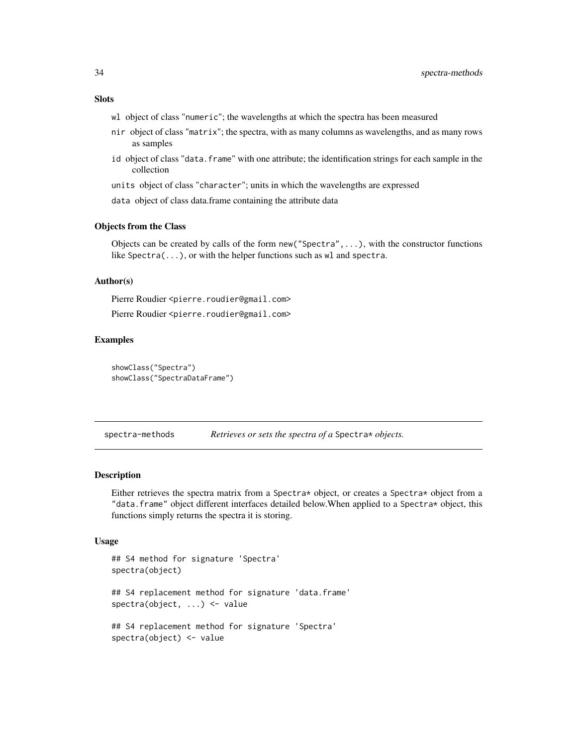### Slots

- `wl` object of class "`numeric`"; the wavelengths at which the spectra has been measured
- `nir` object of class "`matrix`"; the spectra, with as many columns as wavelengths, and as many rows as samples
- `id` object of class "`data.frame`" with one attribute; the identification strings for each sample in the collection
- `units` object of class "`character`"; units in which the wavelengths are expressed
- `data` object of class data.frame containing the attribute data

### Objects from the Class

Objects can be created by calls of the form `new("Spectra",...)`, with the constructor functions like `Spectra(...)`, or with the helper functions such as `wl` and `spectra`.

### Author(s)

Pierre Roudier <pierre.roudier@gmail.com>

Pierre Roudier <pierre.roudier@gmail.com>

### Examples

```
showClass("Spectra")
showClass("SpectraDataFrame")
```

---

## spectra-methods — *Retrieves or sets the spectra of a* `Spectra*` *objects.*

---

### Description

Either retrieves the spectra matrix from a `Spectra*` object, or creates a `Spectra*` object from a `"data.frame"` object different interfaces detailed below.When applied to a `Spectra*` object, this functions simply returns the spectra it is storing.

### Usage

```
## S4 method for signature 'Spectra'
spectra(object)

## S4 replacement method for signature 'data.frame'
spectra(object, ...) <- value

## S4 replacement method for signature 'Spectra'
spectra(object) <- value
```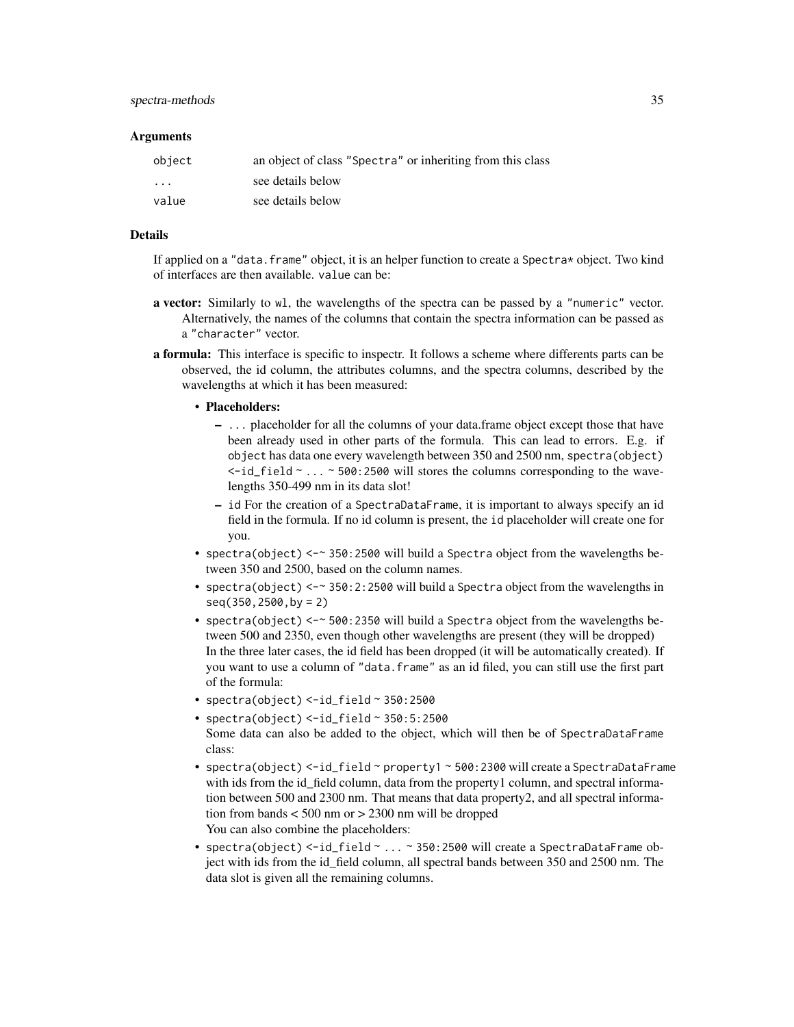### Arguments

| | |
|---|---|
| `object` | an object of class `"Spectra"` or inheriting from this class |
| `...` | see details below |
| `value` | see details below |

### Details

If applied on a `"data.frame"` object, it is an helper function to create a `Spectra*` object. Two kind of interfaces are then available. `value` can be:

**a vector:** Similarly to `wl`, the wavelengths of the spectra can be passed by a `"numeric"` vector. Alternatively, the names of the columns that contain the spectra information can be passed as a `"character"` vector.

**a formula:** This interface is specific to inspectr. It follows a scheme where differents parts can be observed, the id column, the attributes columns, and the spectra columns, described by the wavelengths at which it has been measured:

- **Placeholders:**
  - `...` placeholder for all the columns of your data.frame object except those that have been already used in other parts of the formula. This can lead to errors. E.g. if `object` has data one every wavelength between 350 and 2500 nm, `spectra(object) <-id_field ~ ... ~ 500:2500` will stores the columns corresponding to the wavelengths 350-499 nm in its data slot!
  - `id` For the creation of a `SpectraDataFrame`, it is important to always specify an id field in the formula. If no id column is present, the `id` placeholder will create one for you.
- `spectra(object) <-~ 350:2500` will build a `Spectra` object from the wavelengths between 350 and 2500, based on the column names.
- `spectra(object) <-~ 350:2:2500` will build a `Spectra` object from the wavelengths in `seq(350,2500,by = 2)`
- `spectra(object) <-~ 500:2350` will build a `Spectra` object from the wavelengths between 500 and 2350, even though other wavelengths are present (they will be dropped)
  In the three later cases, the id field has been dropped (it will be automatically created). If you want to use a column of `"data.frame"` as an id filed, you can still use the first part of the formula:
- `spectra(object) <-id_field ~ 350:2500`
- `spectra(object) <-id_field ~ 350:5:2500`
  Some data can also be added to the object, which will then be of `SpectraDataFrame` class:
- `spectra(object) <-id_field ~ property1 ~ 500:2300` will create a `SpectraDataFrame` with ids from the id_field column, data from the property1 column, and spectral information between 500 and 2300 nm. That means that data property2, and all spectral information from bands < 500 nm or > 2300 nm will be dropped
  You can also combine the placeholders:
- `spectra(object) <-id_field ~ ... ~ 350:2500` will create a `SpectraDataFrame` object with ids from the id_field column, all spectral bands between 350 and 2500 nm. The data slot is given all the remaining columns.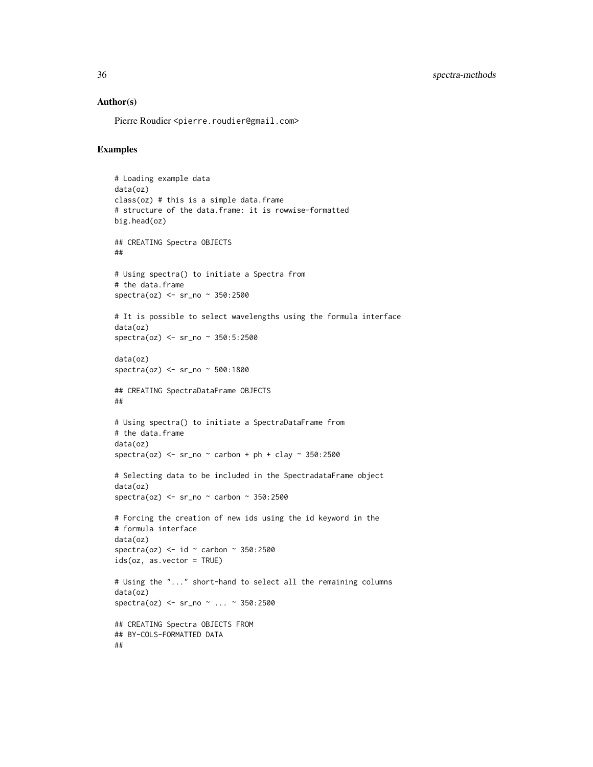### Author(s)

Pierre Roudier <pierre.roudier@gmail.com>

### Examples

```
# Loading example data
data(oz)
class(oz) # this is a simple data.frame
# structure of the data.frame: it is rowwise-formatted
big.head(oz)

## CREATING Spectra OBJECTS
##

# Using spectra() to initiate a Spectra from
# the data.frame
spectra(oz) <- sr_no ~ 350:2500

# It is possible to select wavelengths using the formula interface
data(oz)
spectra(oz) <- sr_no ~ 350:5:2500

data(oz)
spectra(oz) <- sr_no ~ 500:1800

## CREATING SpectraDataFrame OBJECTS
##

# Using spectra() to initiate a SpectraDataFrame from
# the data.frame
data(oz)
spectra(oz) <- sr_no ~ carbon + ph + clay ~ 350:2500

# Selecting data to be included in the SpectradataFrame object
data(oz)
spectra(oz) <- sr_no ~ carbon ~ 350:2500

# Forcing the creation of new ids using the id keyword in the
# formula interface
data(oz)
spectra(oz) <- id ~ carbon ~ 350:2500
ids(oz, as.vector = TRUE)

# Using the "..." short-hand to select all the remaining columns
data(oz)
spectra(oz) <- sr_no ~ ... ~ 350:2500

## CREATING Spectra OBJECTS FROM
## BY-COLS-FORMATTED DATA
##
```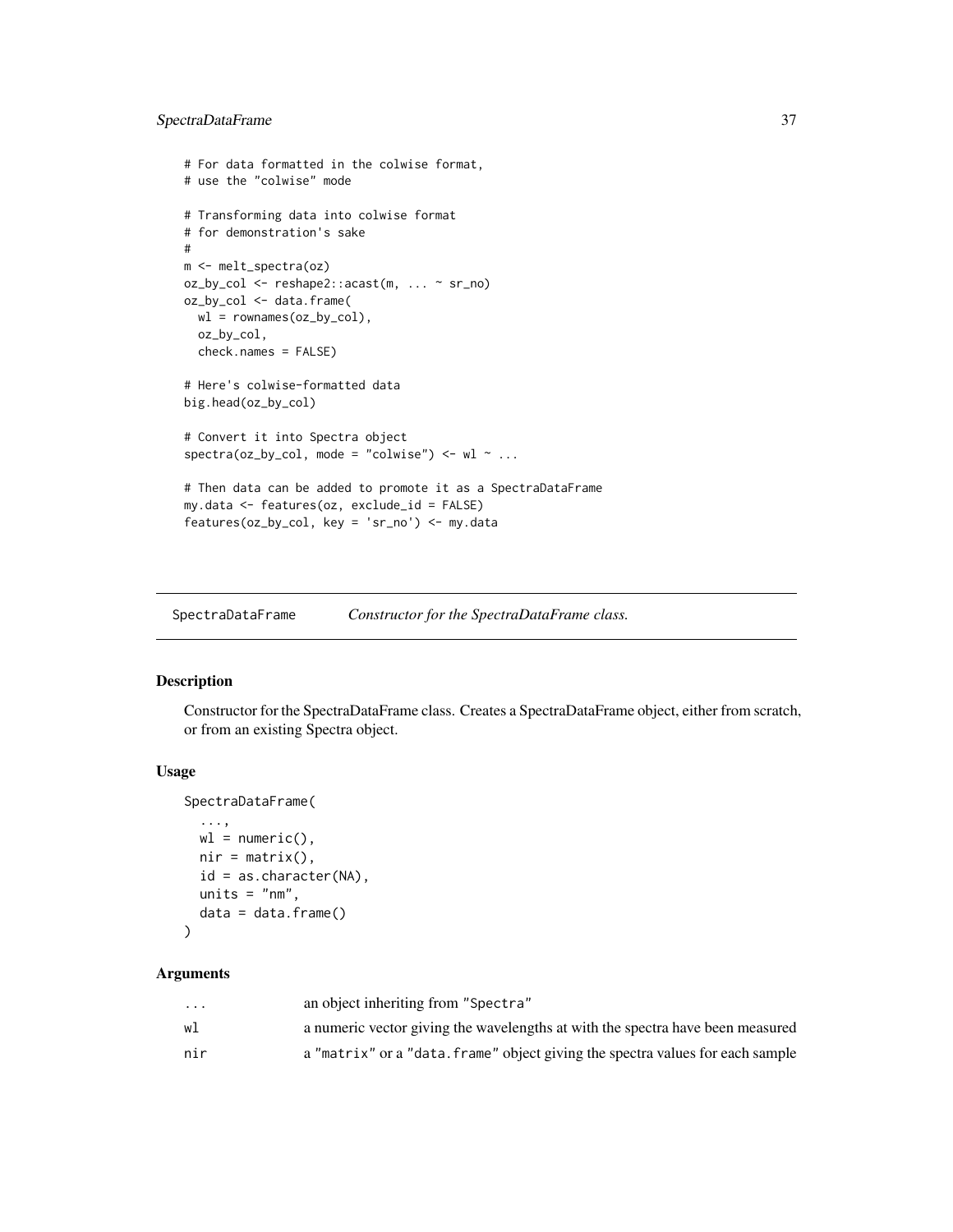```
# For data formatted in the colwise format,
# use the "colwise" mode

# Transforming data into colwise format
# for demonstration's sake
#
m <- melt_spectra(oz)
oz_by_col <- reshape2::acast(m, ... ~ sr_no)
oz_by_col <- data.frame(
  wl = rownames(oz_by_col),
  oz_by_col,
  check.names = FALSE)

# Here's colwise-formatted data
big.head(oz_by_col)

# Convert it into Spectra object
spectra(oz_by_col, mode = "colwise") <- wl ~ ...

# Then data can be added to promote it as a SpectraDataFrame
my.data <- features(oz, exclude_id = FALSE)
features(oz_by_col, key = 'sr_no') <- my.data
```

---

## SpectraDataFrame — *Constructor for the SpectraDataFrame class.*

---

### Description

Constructor for the SpectraDataFrame class. Creates a SpectraDataFrame object, either from scratch, or from an existing Spectra object.

### Usage

```
SpectraDataFrame(
  ...,
  wl = numeric(),
  nir = matrix(),
  id = as.character(NA),
  units = "nm",
  data = data.frame()
)
```

### Arguments

| | |
|---|---|
| `...` | an object inheriting from "Spectra" |
| `wl` | a numeric vector giving the wavelengths at with the spectra have been measured |
| `nir` | a "matrix" or a "data.frame" object giving the spectra values for each sample |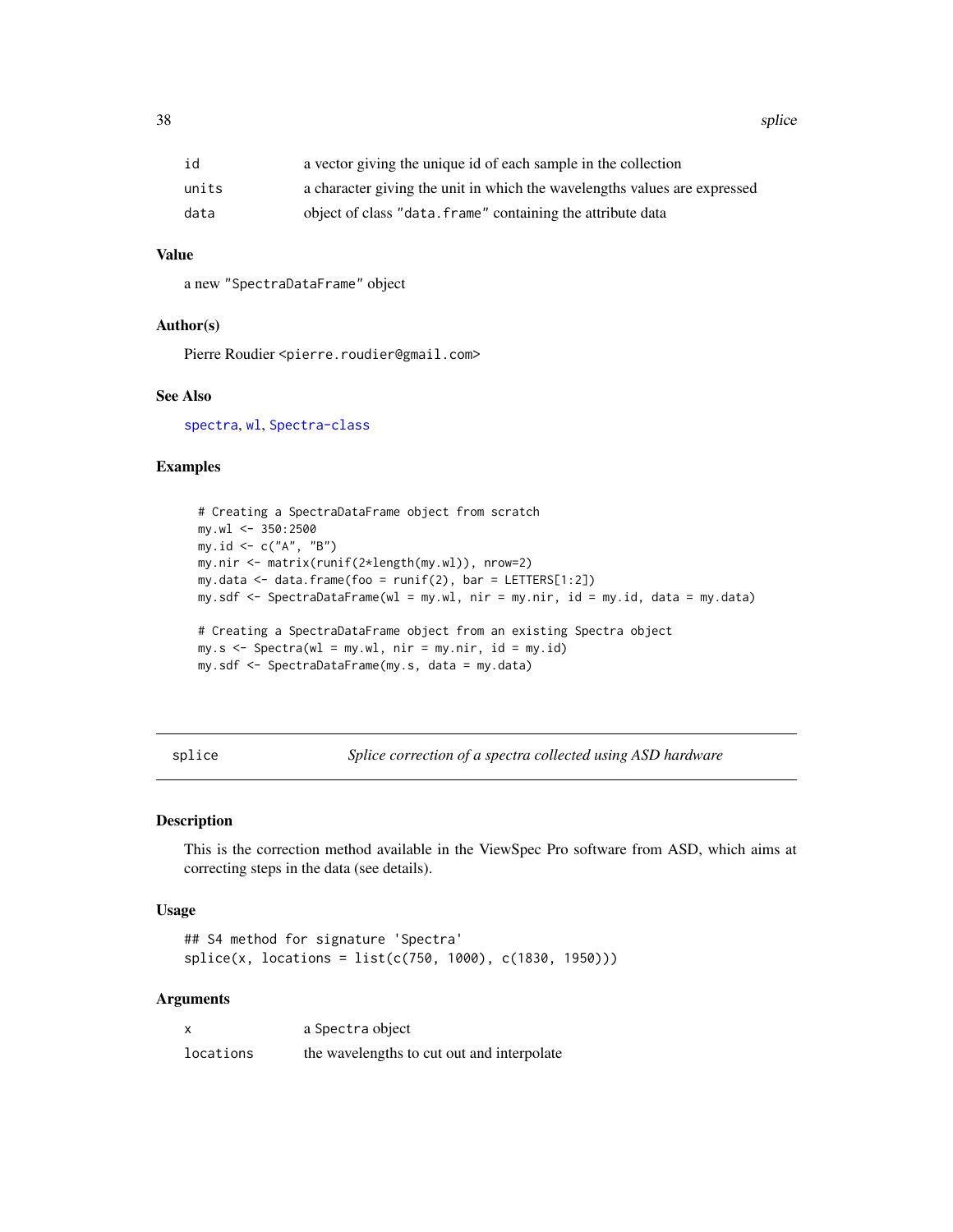| | |
|---|---|
| id | a vector giving the unique id of each sample in the collection |
| units | a character giving the unit in which the wavelengths values are expressed |
| data | object of class "data.frame" containing the attribute data |

### Value

a new "SpectraDataFrame" object

### Author(s)

Pierre Roudier <pierre.roudier@gmail.com>

### See Also

spectra, wl, Spectra-class

### Examples

```
# Creating a SpectraDataFrame object from scratch
my.wl <- 350:2500
my.id <- c("A", "B")
my.nir <- matrix(runif(2*length(my.wl)), nrow=2)
my.data <- data.frame(foo = runif(2), bar = LETTERS[1:2])
my.sdf <- SpectraDataFrame(wl = my.wl, nir = my.nir, id = my.id, data = my.data)

# Creating a SpectraDataFrame object from an existing Spectra object
my.s <- Spectra(wl = my.wl, nir = my.nir, id = my.id)
my.sdf <- SpectraDataFrame(my.s, data = my.data)
```

---

## splice — *Splice correction of a spectra collected using ASD hardware*

### Description

This is the correction method available in the ViewSpec Pro software from ASD, which aims at correcting steps in the data (see details).

### Usage

```
## S4 method for signature 'Spectra'
splice(x, locations = list(c(750, 1000), c(1830, 1950)))
```

### Arguments

| | |
|---|---|
| x | a Spectra object |
| locations | the wavelengths to cut out and interpolate |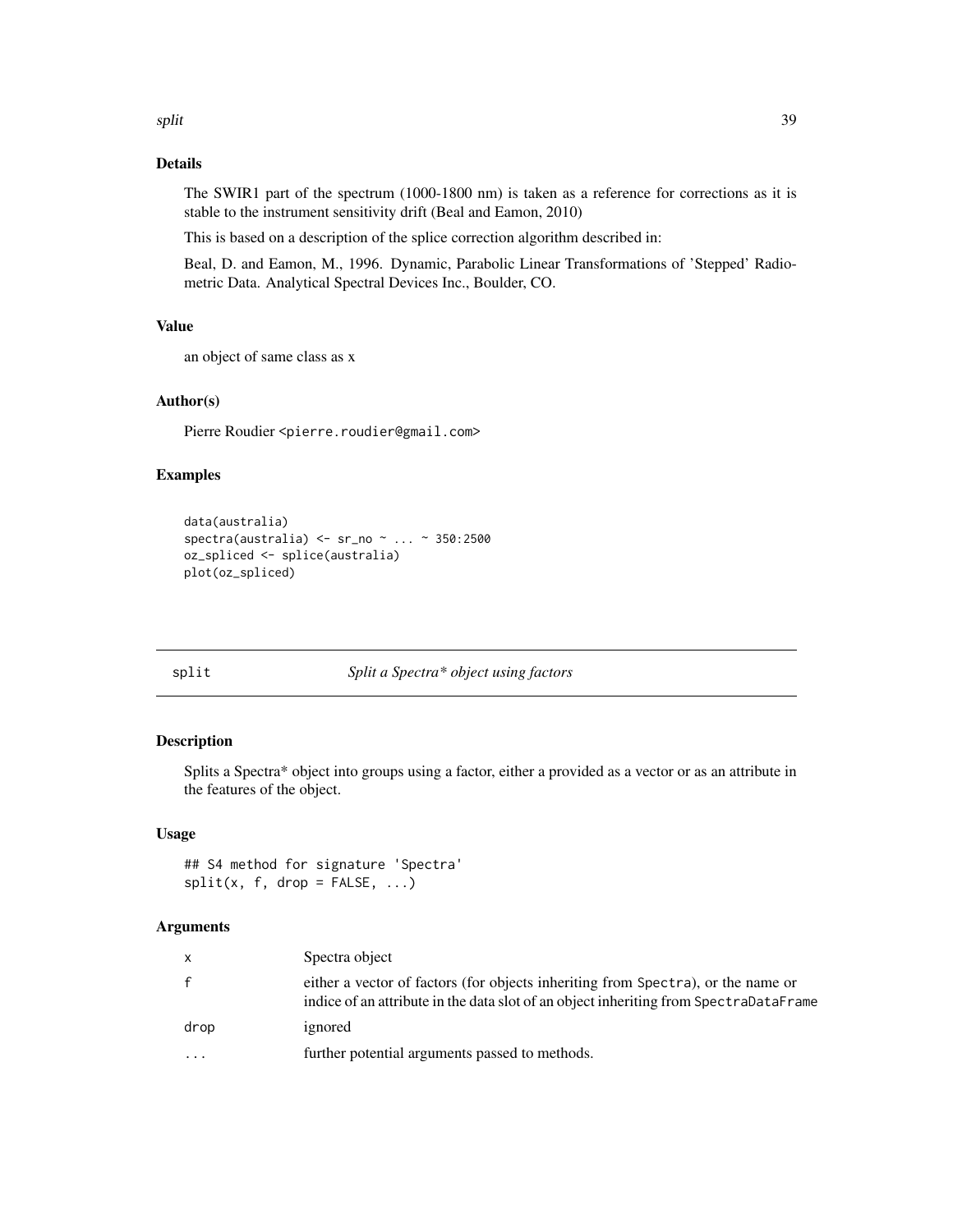### Details

The SWIR1 part of the spectrum (1000-1800 nm) is taken as a reference for corrections as it is stable to the instrument sensitivity drift (Beal and Eamon, 2010)

This is based on a description of the splice correction algorithm described in:

Beal, D. and Eamon, M., 1996. Dynamic, Parabolic Linear Transformations of 'Stepped' Radiometric Data. Analytical Spectral Devices Inc., Boulder, CO.

### Value

an object of same class as x

### Author(s)

Pierre Roudier <pierre.roudier@gmail.com>

### Examples

```
data(australia)
spectra(australia) <- sr_no ~ ... ~ 350:2500
oz_spliced <- splice(australia)
plot(oz_spliced)
```

---

## split — *Split a Spectra* object using factors*

### Description

Splits a Spectra* object into groups using a factor, either a provided as a vector or as an attribute in the features of the object.

### Usage

```
## S4 method for signature 'Spectra'
split(x, f, drop = FALSE, ...)
```

### Arguments

| | |
|---|---|
| x | Spectra object |
| f | either a vector of factors (for objects inheriting from Spectra), or the name or indice of an attribute in the data slot of an object inheriting from SpectraDataFrame |
| drop | ignored |
| ... | further potential arguments passed to methods. |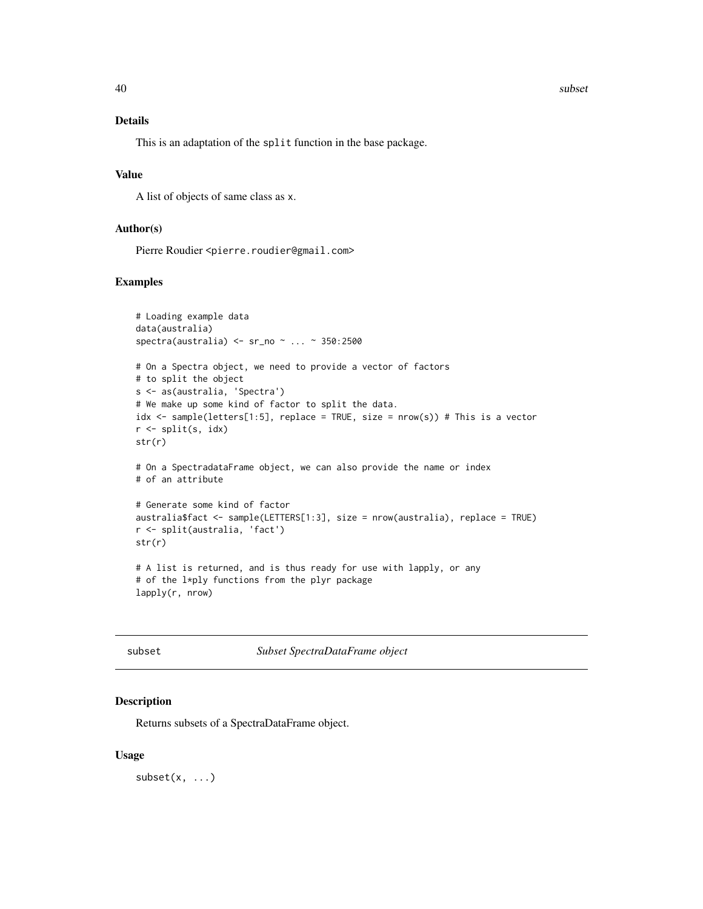### Details

This is an adaptation of the `split` function in the base package.

### Value

A list of objects of same class as `x`.

### Author(s)

Pierre Roudier <pierre.roudier@gmail.com>

### Examples

```
# Loading example data
data(australia)
spectra(australia) <- sr_no ~ ... ~ 350:2500

# On a Spectra object, we need to provide a vector of factors
# to split the object
s <- as(australia, 'Spectra')
# We make up some kind of factor to split the data.
idx <- sample(letters[1:5], replace = TRUE, size = nrow(s)) # This is a vector
r <- split(s, idx)
str(r)

# On a SpectradataFrame object, we can also provide the name or index
# of an attribute

# Generate some kind of factor
australia$fact <- sample(LETTERS[1:3], size = nrow(australia), replace = TRUE)
r <- split(australia, 'fact')
str(r)

# A list is returned, and is thus ready for use with lapply, or any
# of the l*ply functions from the plyr package
lapply(r, nrow)
```

---

## subset — *Subset SpectraDataFrame object*

### Description

Returns subsets of a SpectraDataFrame object.

### Usage

```
subset(x, ...)
```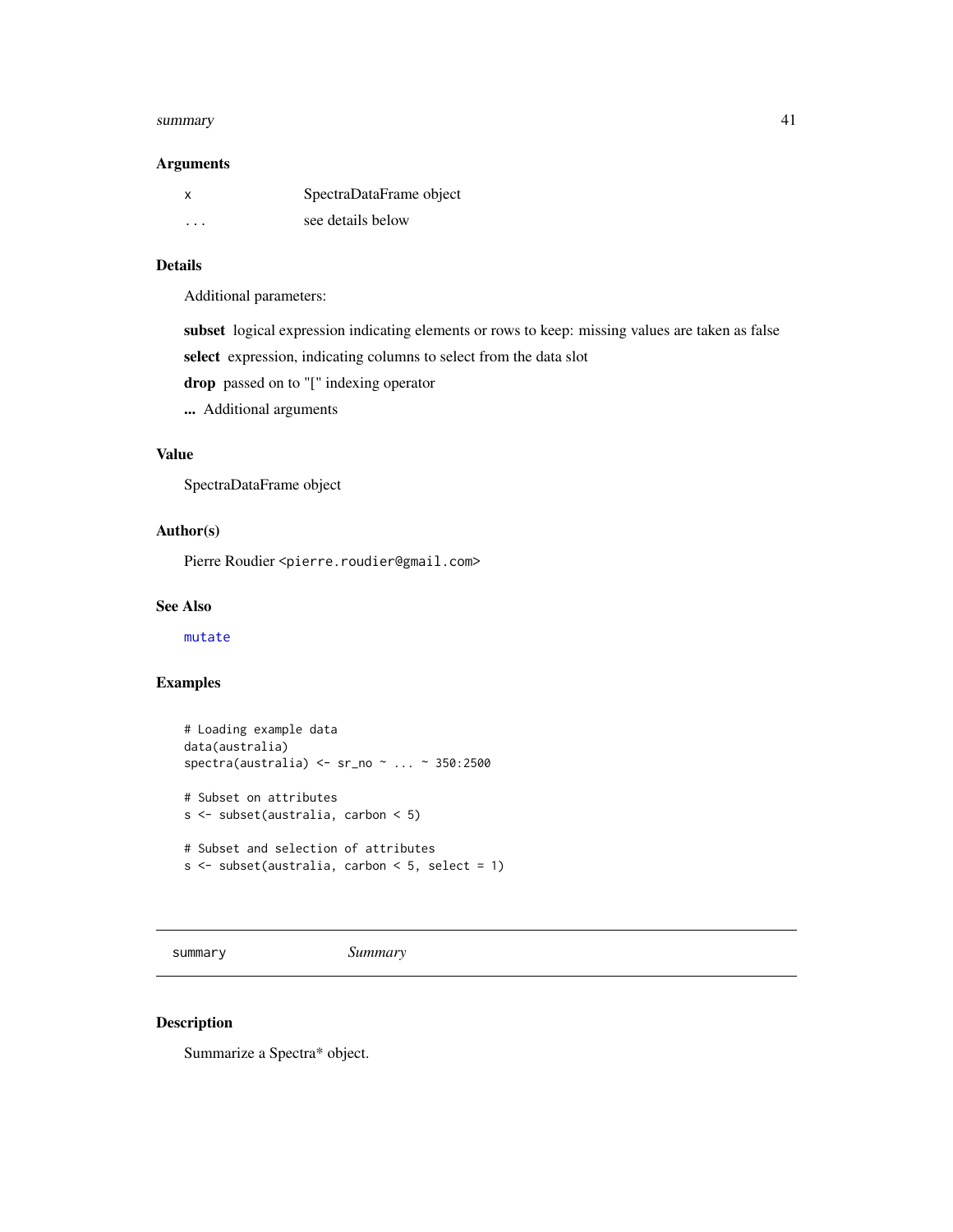### Arguments

| | |
|---|---|
| x | SpectraDataFrame object |
| ... | see details below |

### Details

Additional parameters:

**subset** logical expression indicating elements or rows to keep: missing values are taken as false

**select** expression, indicating columns to select from the data slot

**drop** passed on to "[" indexing operator

**...** Additional arguments

### Value

SpectraDataFrame object

### Author(s)

Pierre Roudier <pierre.roudier@gmail.com>

### See Also

mutate

### Examples

```
# Loading example data
data(australia)
spectra(australia) <- sr_no ~ ... ~ 350:2500

# Subset on attributes
s <- subset(australia, carbon < 5)

# Subset and selection of attributes
s <- subset(australia, carbon < 5, select = 1)
```

---

## summary *Summary*

### Description

Summarize a Spectra* object.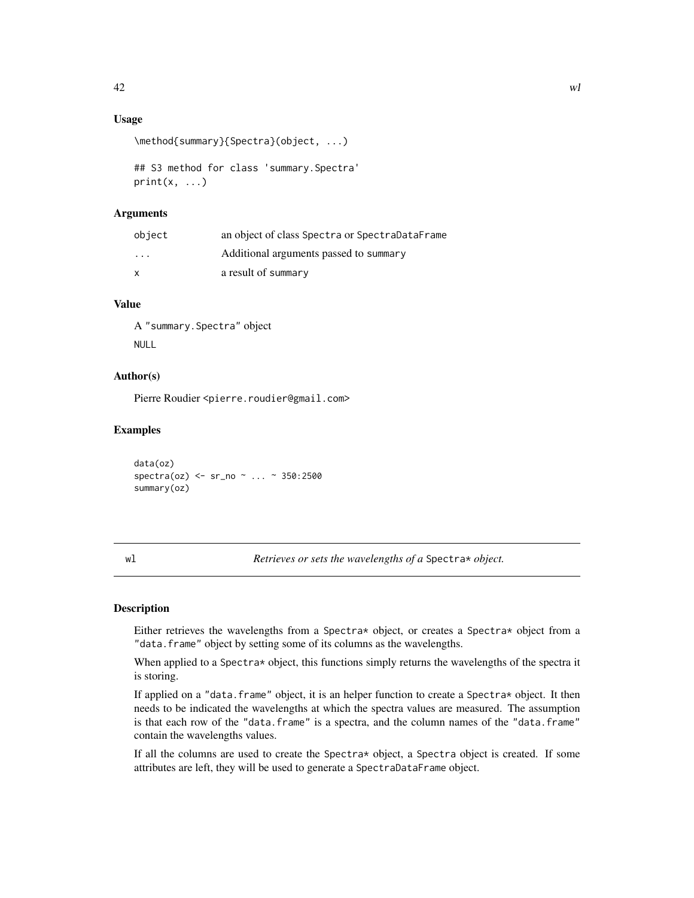## Usage

```
\method{summary}{Spectra}(object, ...)

## S3 method for class 'summary.Spectra'
print(x, ...)
```

## Arguments

| | |
|---|---|
| object | an object of class Spectra or SpectraDataFrame |
| ... | Additional arguments passed to summary |
| x | a result of summary |

## Value

A "summary.Spectra" object

NULL

## Author(s)

Pierre Roudier <pierre.roudier@gmail.com>

## Examples

```
data(oz)
spectra(oz) <- sr_no ~ ... ~ 350:2500
summary(oz)
```

---

# wl — *Retrieves or sets the wavelengths of a* Spectra* *object.*

## Description

Either retrieves the wavelengths from a Spectra* object, or creates a Spectra* object from a "data.frame" object by setting some of its columns as the wavelengths.

When applied to a Spectra* object, this functions simply returns the wavelengths of the spectra it is storing.

If applied on a "data.frame" object, it is an helper function to create a Spectra* object. It then needs to be indicated the wavelengths at which the spectra values are measured. The assumption is that each row of the "data.frame" is a spectra, and the column names of the "data.frame" contain the wavelengths values.

If all the columns are used to create the Spectra* object, a Spectra object is created. If some attributes are left, they will be used to generate a SpectraDataFrame object.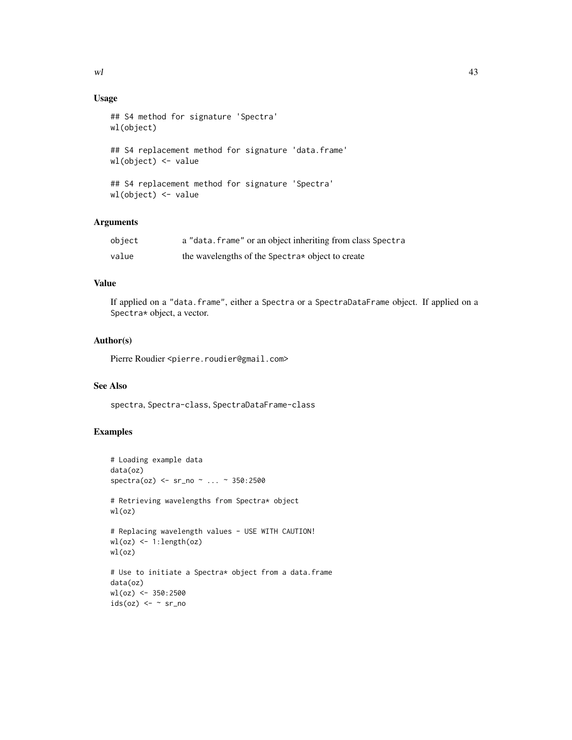### Usage

```
## S4 method for signature 'Spectra'
wl(object)

## S4 replacement method for signature 'data.frame'
wl(object) <- value

## S4 replacement method for signature 'Spectra'
wl(object) <- value
```

### Arguments

| | |
|---|---|
| `object` | a "data.frame" or an object inheriting from class Spectra |
| `value` | the wavelengths of the Spectra* object to create |

### Value

If applied on a "data.frame", either a Spectra or a SpectraDataFrame object. If applied on a Spectra* object, a vector.

### Author(s)

Pierre Roudier <pierre.roudier@gmail.com>

### See Also

spectra, Spectra-class, SpectraDataFrame-class

### Examples

```
# Loading example data
data(oz)
spectra(oz) <- sr_no ~ ... ~ 350:2500

# Retrieving wavelengths from Spectra* object
wl(oz)

# Replacing wavelength values - USE WITH CAUTION!
wl(oz) <- 1:length(oz)
wl(oz)

# Use to initiate a Spectra* object from a data.frame
data(oz)
wl(oz) <- 350:2500
ids(oz) <- ~ sr_no
```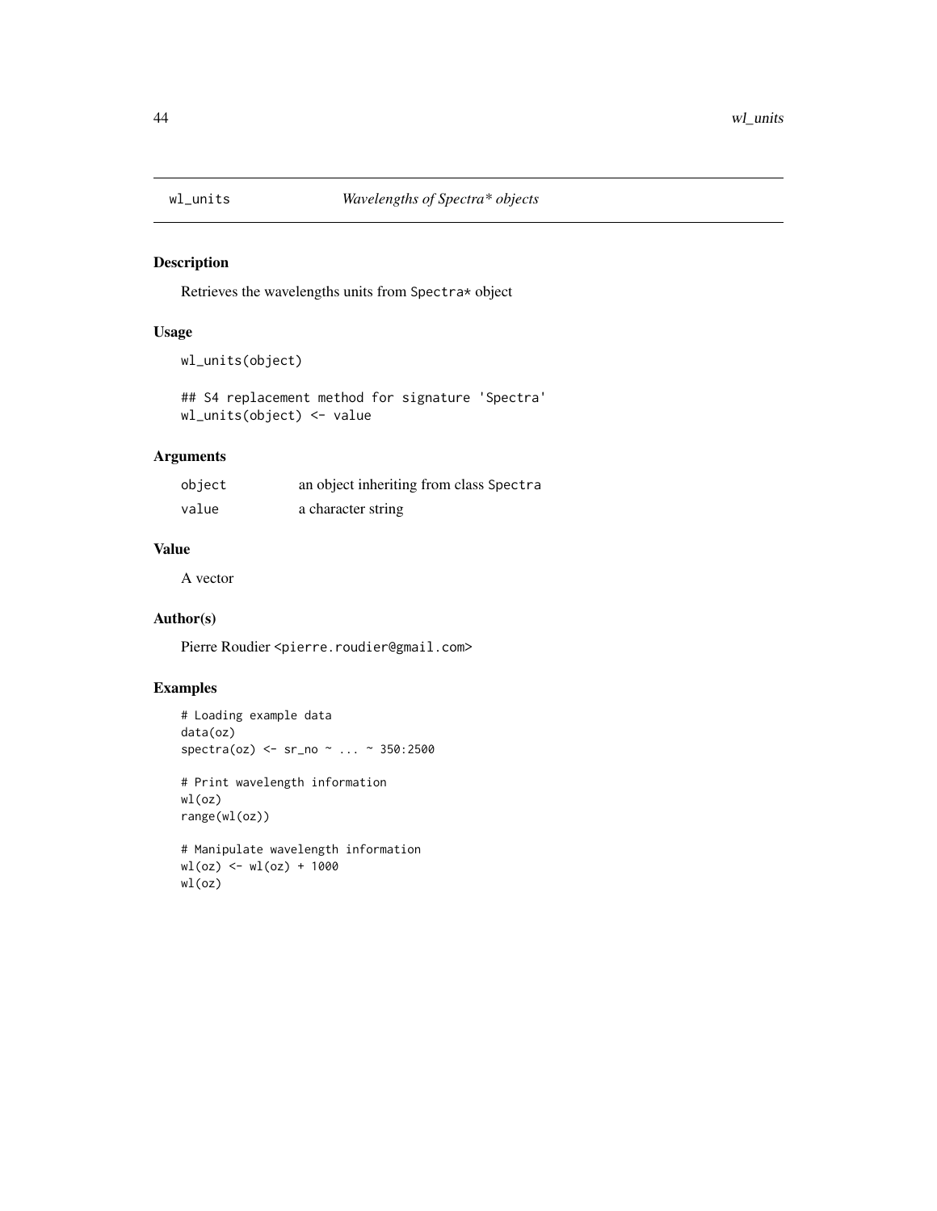# wl_units — *Wavelengths of Spectra* objects*

## Description

Retrieves the wavelengths units from `Spectra*` object

## Usage

```
wl_units(object)

## S4 replacement method for signature 'Spectra'
wl_units(object) <- value
```

## Arguments

| | |
|---|---|
| `object` | an object inheriting from class `Spectra` |
| `value` | a character string |

## Value

A vector

## Author(s)

Pierre Roudier <pierre.roudier@gmail.com>

## Examples

```
# Loading example data
data(oz)
spectra(oz) <- sr_no ~ ... ~ 350:2500

# Print wavelength information
wl(oz)
range(wl(oz))

# Manipulate wavelength information
wl(oz) <- wl(oz) + 1000
wl(oz)
```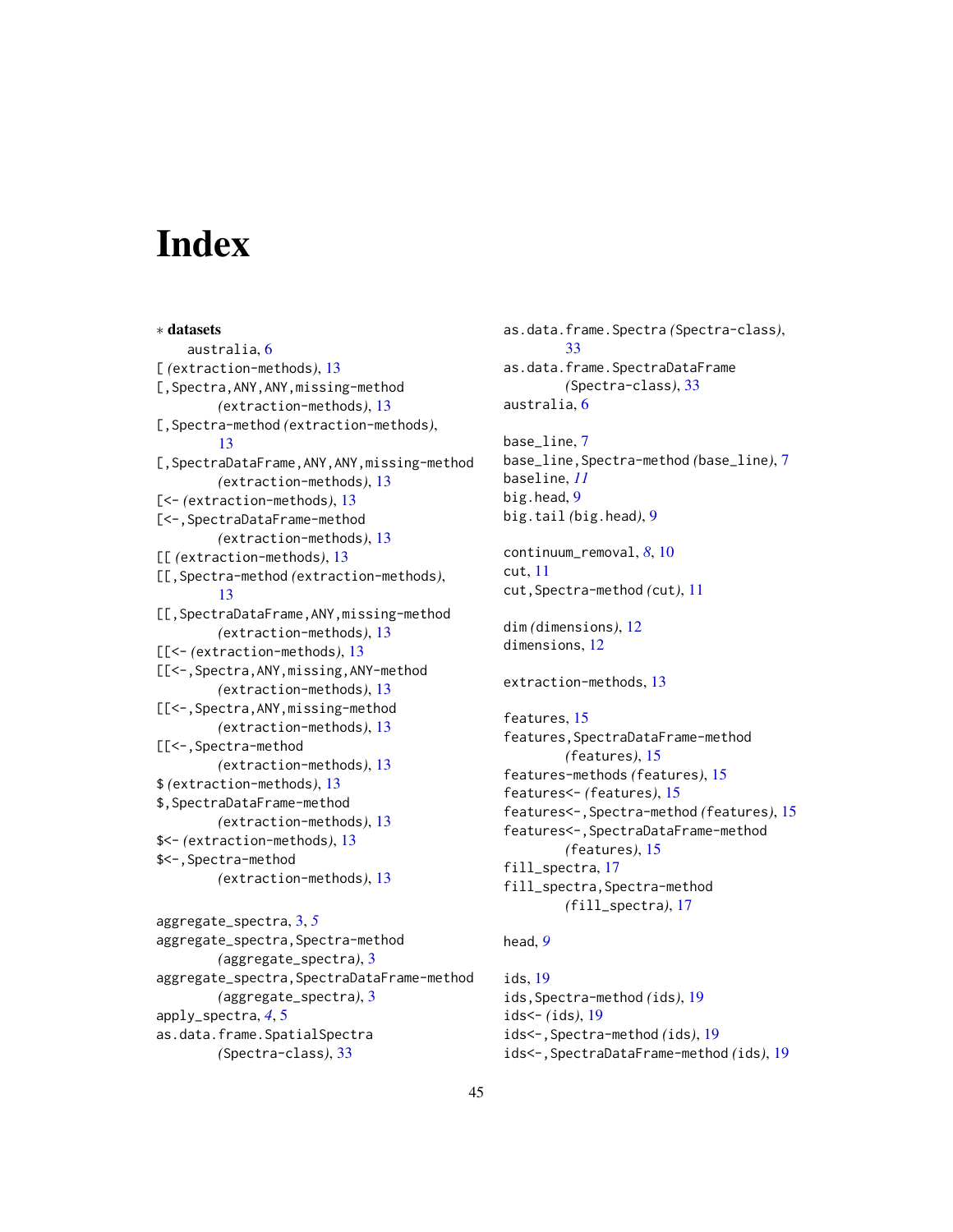# Index

∗ **datasets**

australia, 6

[ *(extraction-methods)*, 13

[,Spectra,ANY,ANY,missing-method *(extraction-methods)*, 13

[,Spectra-method *(extraction-methods)*, 13

[,SpectraDataFrame,ANY,ANY,missing-method *(extraction-methods)*, 13

[<- *(extraction-methods)*, 13

[<-,SpectraDataFrame-method *(extraction-methods)*, 13

[[ *(extraction-methods)*, 13

[[,Spectra-method *(extraction-methods)*, 13

[[,SpectraDataFrame,ANY,missing-method *(extraction-methods)*, 13

[[<- *(extraction-methods)*, 13

[[<-,Spectra,ANY,missing,ANY-method *(extraction-methods)*, 13

[[<-,Spectra,ANY,missing-method *(extraction-methods)*, 13

[[<-,Spectra-method *(extraction-methods)*, 13

$ *(extraction-methods)*, 13

$,SpectraDataFrame-method *(extraction-methods)*, 13

$<- *(extraction-methods)*, 13

$<-,Spectra-method *(extraction-methods)*, 13

aggregate_spectra, 3, *5*

aggregate_spectra,Spectra-method *(aggregate_spectra)*, 3

aggregate_spectra,SpectraDataFrame-method *(aggregate_spectra)*, 3

apply_spectra, *4*, 5

as.data.frame.SpatialSpectra *(Spectra-class)*, 33

as.data.frame.Spectra *(Spectra-class)*, 33

as.data.frame.SpectraDataFrame *(Spectra-class)*, 33

australia, 6

base_line, 7

base_line,Spectra-method *(base_line)*, 7

baseline, *11*

big.head, 9

big.tail *(big.head)*, 9

continuum_removal, *8*, 10

cut, 11

cut,Spectra-method *(cut)*, 11

dim *(dimensions)*, 12

dimensions, 12

extraction-methods, 13

features, 15

features,SpectraDataFrame-method *(features)*, 15

features-methods *(features)*, 15

features<- *(features)*, 15

features<-,Spectra-method *(features)*, 15

features<-,SpectraDataFrame-method *(features)*, 15

fill_spectra, 17

fill_spectra,Spectra-method *(fill_spectra)*, 17

head, *9*

ids, 19

ids,Spectra-method *(ids)*, 19

ids<- *(ids)*, 19

ids<-,Spectra-method *(ids)*, 19

ids<-,SpectraDataFrame-method *(ids)*, 19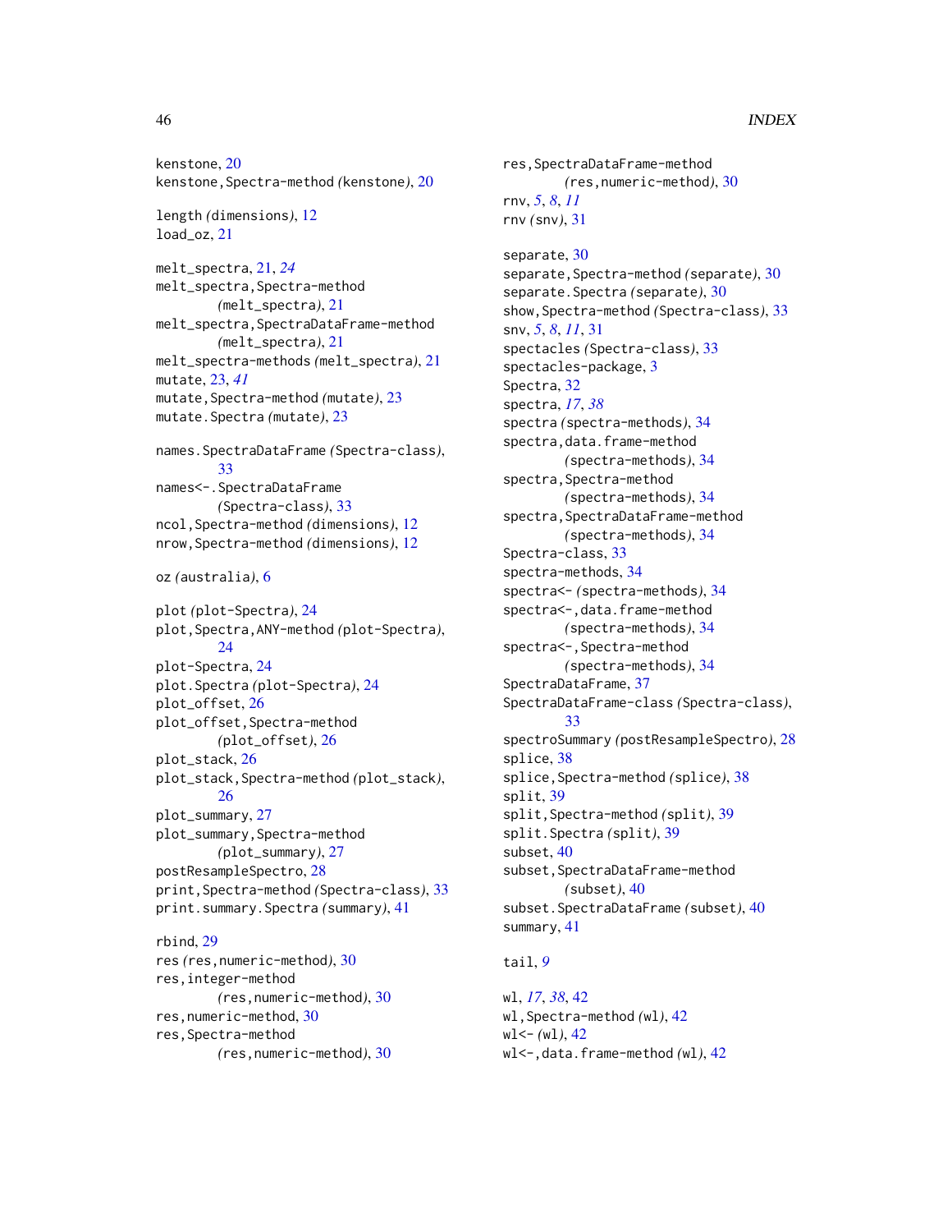kenstone, 20
kenstone,Spectra-method *(kenstone)*, 20

length *(dimensions)*, 12
load_oz, 21

melt_spectra, 21, *24*
melt_spectra,Spectra-method *(melt_spectra)*, 21
melt_spectra,SpectraDataFrame-method *(melt_spectra)*, 21
melt_spectra-methods *(melt_spectra)*, 21
mutate, 23, *41*
mutate,Spectra-method *(mutate)*, 23
mutate.Spectra *(mutate)*, 23

names.SpectraDataFrame *(Spectra-class)*, 33
names<-.SpectraDataFrame *(Spectra-class)*, 33
ncol,Spectra-method *(dimensions)*, 12
nrow,Spectra-method *(dimensions)*, 12

oz *(australia)*, 6

plot *(plot-Spectra)*, 24
plot,Spectra,ANY-method *(plot-Spectra)*, 24
plot-Spectra, 24
plot.Spectra *(plot-Spectra)*, 24
plot_offset, 26
plot_offset,Spectra-method *(plot_offset)*, 26
plot_stack, 26
plot_stack,Spectra-method *(plot_stack)*, 26
plot_summary, 27
plot_summary,Spectra-method *(plot_summary)*, 27
postResampleSpectro, 28
print,Spectra-method *(Spectra-class)*, 33
print.summary.Spectra *(summary)*, 41

rbind, 29
res *(res,numeric-method)*, 30
res,integer-method *(res,numeric-method)*, 30
res,numeric-method, 30
res,Spectra-method *(res,numeric-method)*, 30
res,SpectraDataFrame-method *(res,numeric-method)*, 30
rnv, *5*, *8*, *11*
rnv *(snv)*, 31

separate, 30
separate,Spectra-method *(separate)*, 30
separate.Spectra *(separate)*, 30
show,Spectra-method *(Spectra-class)*, 33
snv, *5*, *8*, *11*, 31
spectacles *(Spectra-class)*, 33
spectacles-package, 3
Spectra, 32
spectra, *17*, *38*
spectra *(spectra-methods)*, 34
spectra,data.frame-method *(spectra-methods)*, 34
spectra,Spectra-method *(spectra-methods)*, 34
spectra,SpectraDataFrame-method *(spectra-methods)*, 34
Spectra-class, 33
spectra-methods, 34
spectra<- *(spectra-methods)*, 34
spectra<-,data.frame-method *(spectra-methods)*, 34
spectra<-,Spectra-method *(spectra-methods)*, 34
SpectraDataFrame, 37
SpectraDataFrame-class *(Spectra-class)*, 33
spectroSummary *(postResampleSpectro)*, 28
splice, 38
splice,Spectra-method *(splice)*, 38
split, 39
split,Spectra-method *(split)*, 39
split.Spectra *(split)*, 39
subset, 40
subset,SpectraDataFrame-method *(subset)*, 40
subset.SpectraDataFrame *(subset)*, 40
summary, 41

tail, *9*

wl, *17*, *38*, 42
wl,Spectra-method *(wl)*, 42
wl<- *(wl)*, 42
wl<-,data.frame-method *(wl)*, 42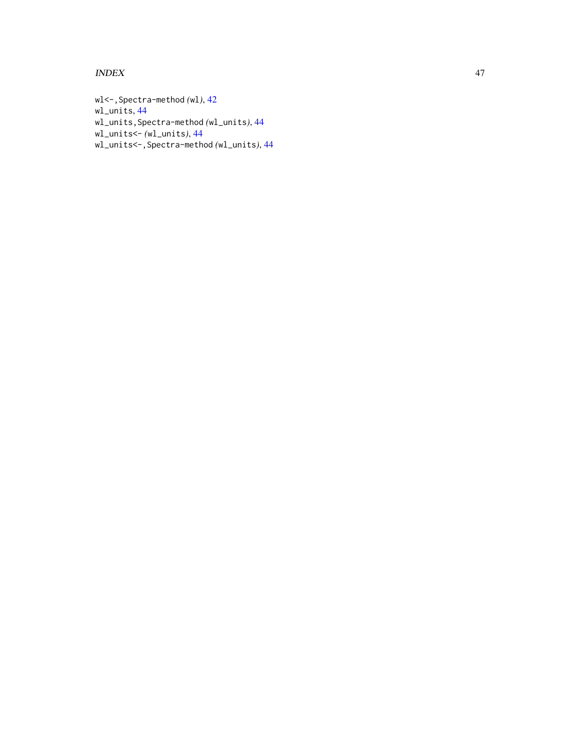wl<-,Spectra-method (wl), 42
wl_units, 44
wl_units,Spectra-method (wl_units), 44
wl_units<- (wl_units), 44
wl_units<-,Spectra-method (wl_units), 44